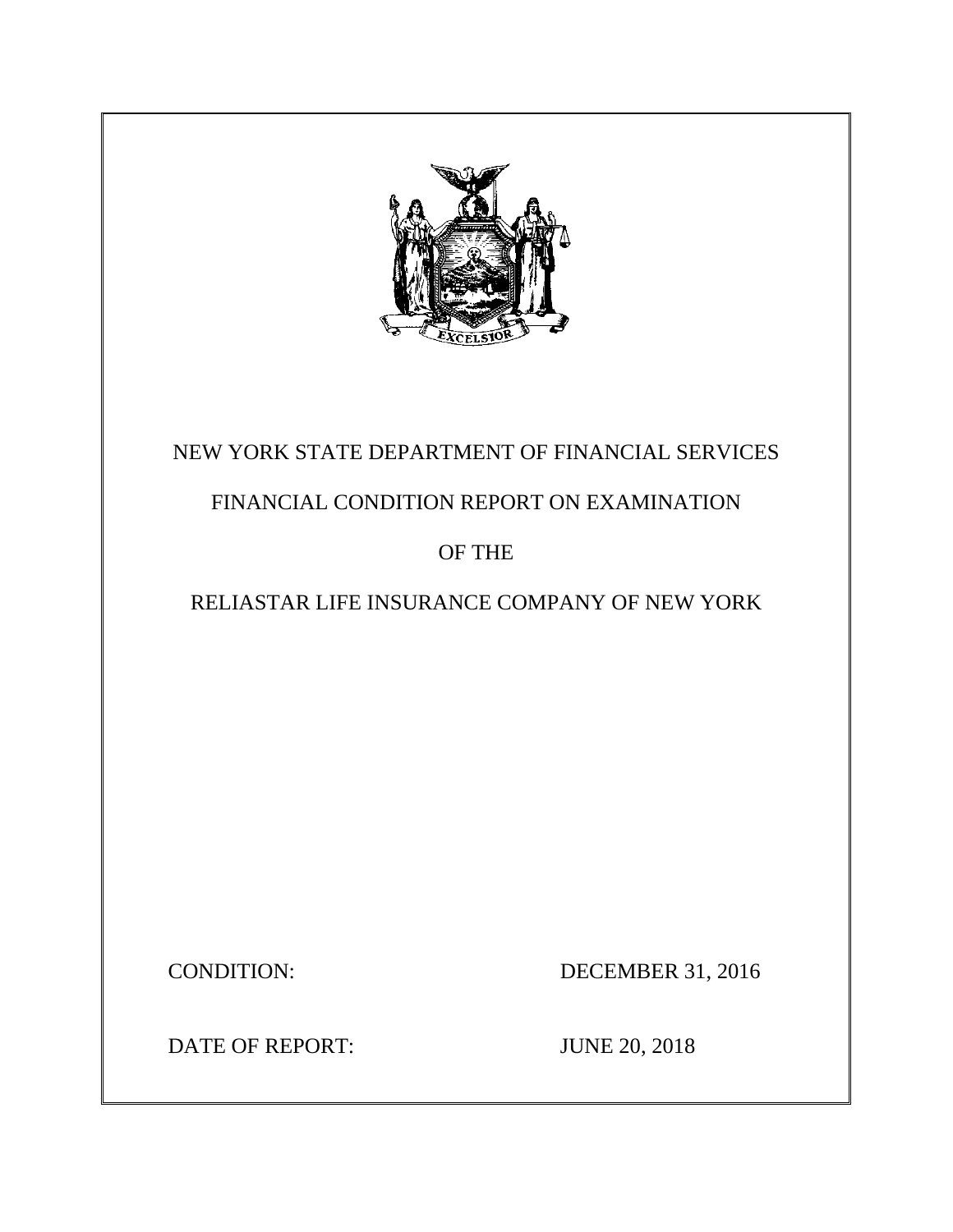# NEW YORK STATE DEPARTMENT OF FINANCIAL SERVICES

## FINANCIAL CONDITION REPORT ON EXAMINATION

## OF THE

## RELIASTAR LIFE INSURANCE COMPANY OF NEW YORK

CONDITION: DECEMBER 31, 2016

DATE OF REPORT: JUNE 20, 2018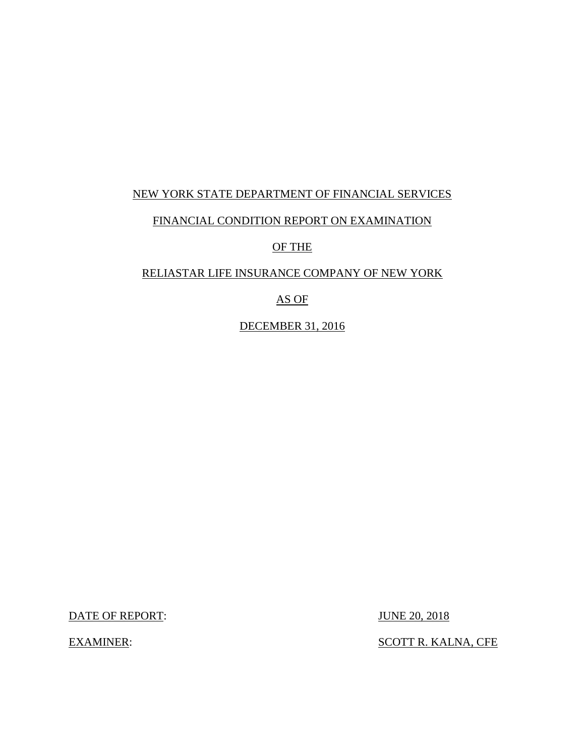NEW YORK STATE DEPARTMENT OF FINANCIAL SERVICES

FINANCIAL CONDITION REPORT ON EXAMINATION

OF THE

RELIASTAR LIFE INSURANCE COMPANY OF NEW YORK

AS OF

DECEMBER 31, 2016

DATE OF REPORT: JUNE 20, 2018

EXAMINER: SCOTT R. KALNA, CFE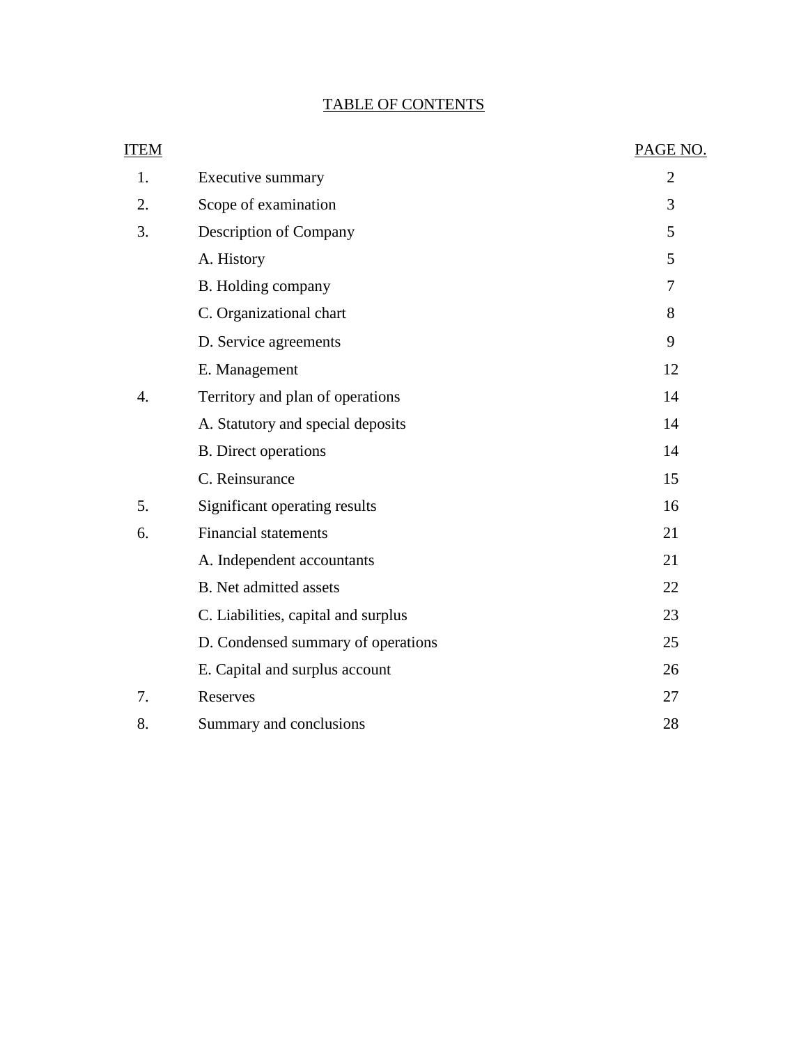# TABLE OF CONTENTS

| ITEM | | PAGE NO. |
|---|---|---|
| 1. | Executive summary | 2 |
| 2. | Scope of examination | 3 |
| 3. | Description of Company | 5 |
| | A. History | 5 |
| | B. Holding company | 7 |
| | C. Organizational chart | 8 |
| | D. Service agreements | 9 |
| | E. Management | 12 |
| 4. | Territory and plan of operations | 14 |
| | A. Statutory and special deposits | 14 |
| | B. Direct operations | 14 |
| | C. Reinsurance | 15 |
| 5. | Significant operating results | 16 |
| 6. | Financial statements | 21 |
| | A. Independent accountants | 21 |
| | B. Net admitted assets | 22 |
| | C. Liabilities, capital and surplus | 23 |
| | D. Condensed summary of operations | 25 |
| | E. Capital and surplus account | 26 |
| 7. | Reserves | 27 |
| 8. | Summary and conclusions | 28 |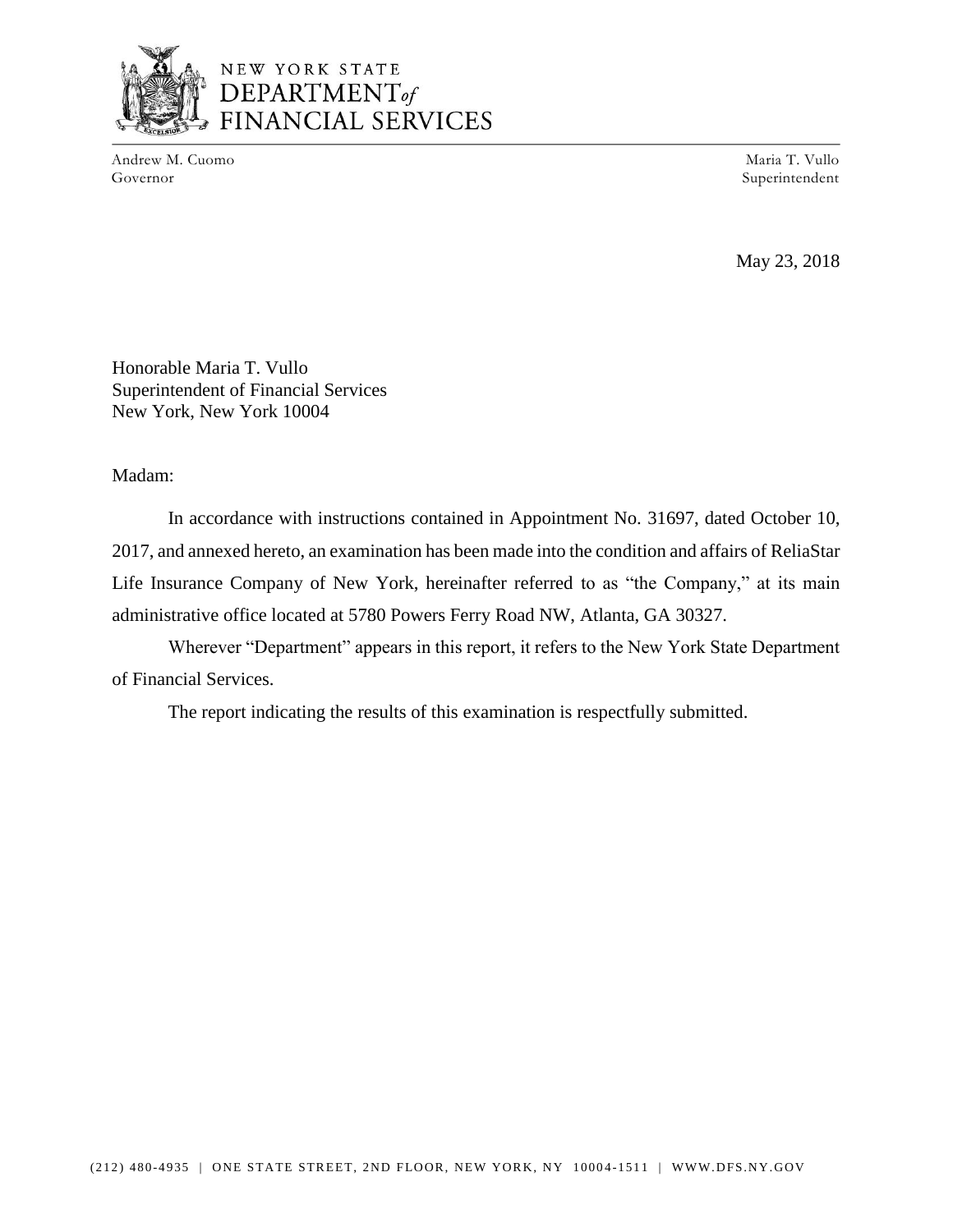NEW YORK STATE
DEPARTMENT of
FINANCIAL SERVICES

Andrew M. Cuomo
Governor

Maria T. Vullo
Superintendent

May 23, 2018

Honorable Maria T. Vullo
Superintendent of Financial Services
New York, New York 10004

Madam:

In accordance with instructions contained in Appointment No. 31697, dated October 10, 2017, and annexed hereto, an examination has been made into the condition and affairs of ReliaStar Life Insurance Company of New York, hereinafter referred to as "the Company," at its main administrative office located at 5780 Powers Ferry Road NW, Atlanta, GA 30327.

Wherever "Department" appears in this report, it refers to the New York State Department of Financial Services.

The report indicating the results of this examination is respectfully submitted.

(212) 480-4935 | ONE STATE STREET, 2ND FLOOR, NEW YORK, NY 10004-1511 | WWW.DFS.NY.GOV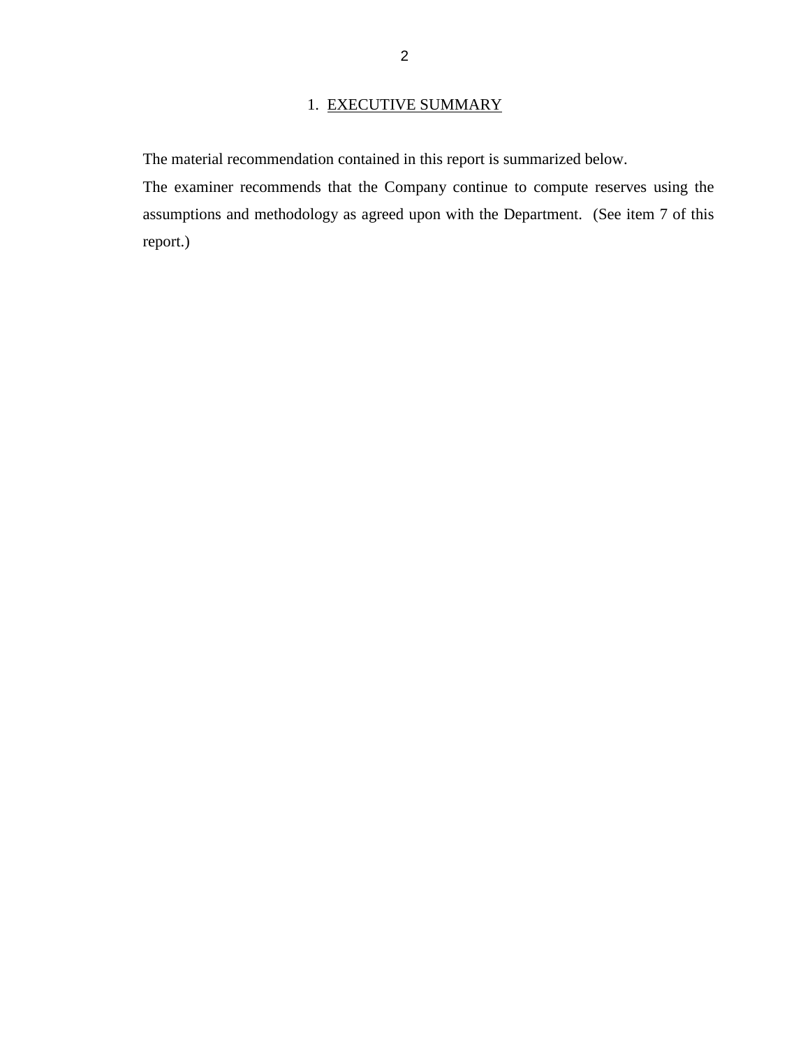## 1. EXECUTIVE SUMMARY

The material recommendation contained in this report is summarized below.

The examiner recommends that the Company continue to compute reserves using the assumptions and methodology as agreed upon with the Department. (See item 7 of this report.)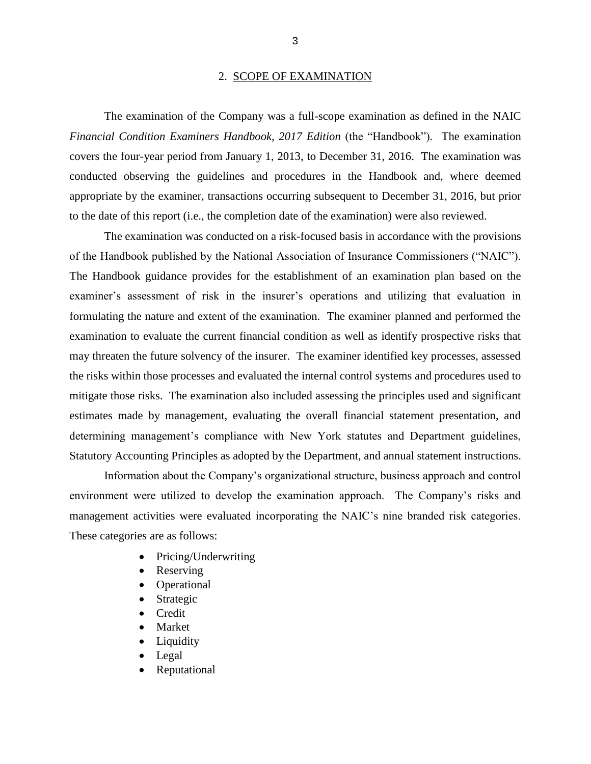## 2. SCOPE OF EXAMINATION

The examination of the Company was a full-scope examination as defined in the NAIC *Financial Condition Examiners Handbook, 2017 Edition* (the "Handbook"). The examination covers the four-year period from January 1, 2013, to December 31, 2016. The examination was conducted observing the guidelines and procedures in the Handbook and, where deemed appropriate by the examiner, transactions occurring subsequent to December 31, 2016, but prior to the date of this report (i.e., the completion date of the examination) were also reviewed.

The examination was conducted on a risk-focused basis in accordance with the provisions of the Handbook published by the National Association of Insurance Commissioners ("NAIC"). The Handbook guidance provides for the establishment of an examination plan based on the examiner's assessment of risk in the insurer's operations and utilizing that evaluation in formulating the nature and extent of the examination. The examiner planned and performed the examination to evaluate the current financial condition as well as identify prospective risks that may threaten the future solvency of the insurer. The examiner identified key processes, assessed the risks within those processes and evaluated the internal control systems and procedures used to mitigate those risks. The examination also included assessing the principles used and significant estimates made by management, evaluating the overall financial statement presentation, and determining management's compliance with New York statutes and Department guidelines, Statutory Accounting Principles as adopted by the Department, and annual statement instructions.

Information about the Company's organizational structure, business approach and control environment were utilized to develop the examination approach. The Company's risks and management activities were evaluated incorporating the NAIC's nine branded risk categories. These categories are as follows:

- Pricing/Underwriting
- Reserving
- Operational
- Strategic
- Credit
- Market
- Liquidity
- Legal
- Reputational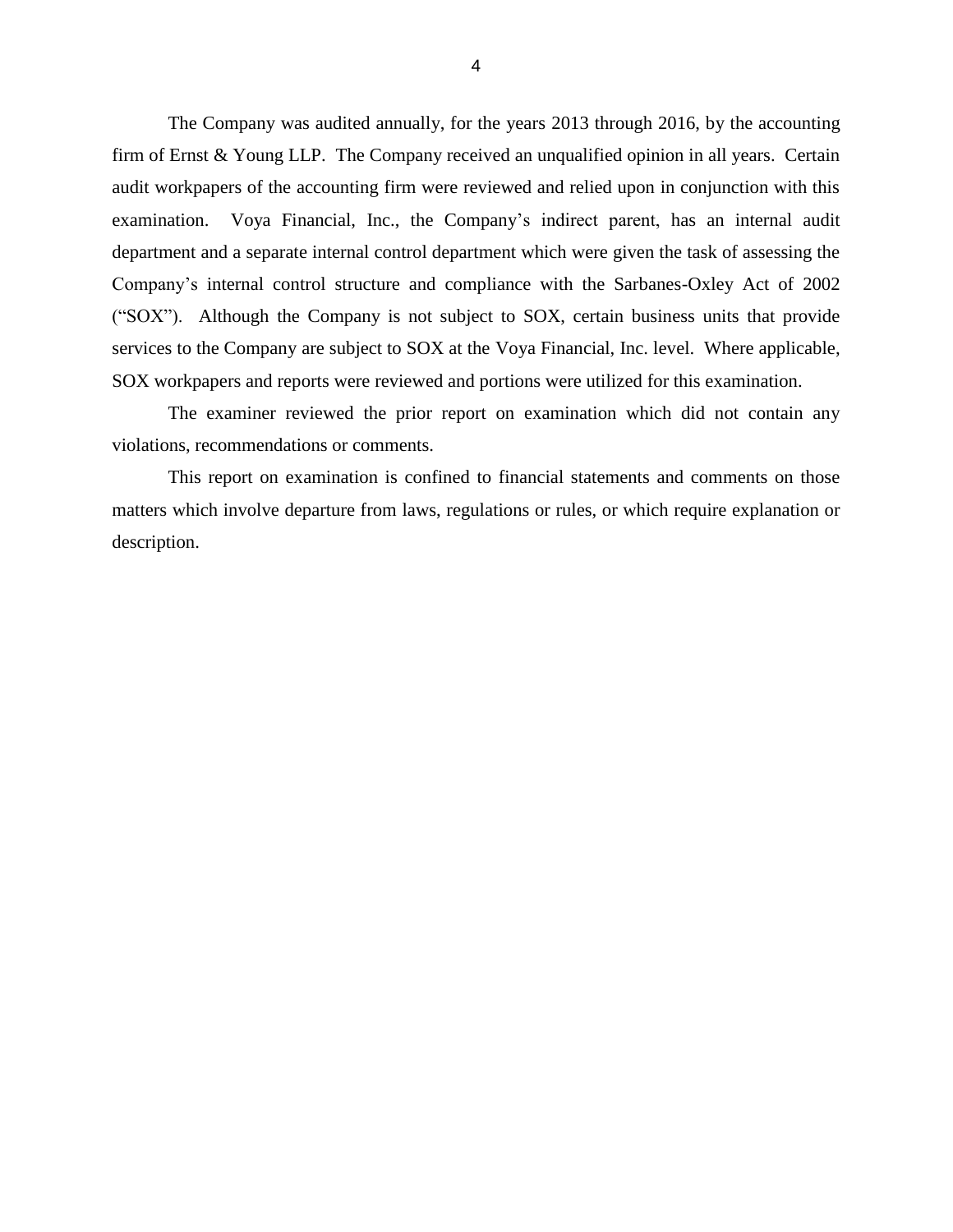The Company was audited annually, for the years 2013 through 2016, by the accounting firm of Ernst & Young LLP. The Company received an unqualified opinion in all years. Certain audit workpapers of the accounting firm were reviewed and relied upon in conjunction with this examination. Voya Financial, Inc., the Company's indirect parent, has an internal audit department and a separate internal control department which were given the task of assessing the Company's internal control structure and compliance with the Sarbanes-Oxley Act of 2002 ("SOX"). Although the Company is not subject to SOX, certain business units that provide services to the Company are subject to SOX at the Voya Financial, Inc. level. Where applicable, SOX workpapers and reports were reviewed and portions were utilized for this examination.

The examiner reviewed the prior report on examination which did not contain any violations, recommendations or comments.

This report on examination is confined to financial statements and comments on those matters which involve departure from laws, regulations or rules, or which require explanation or description.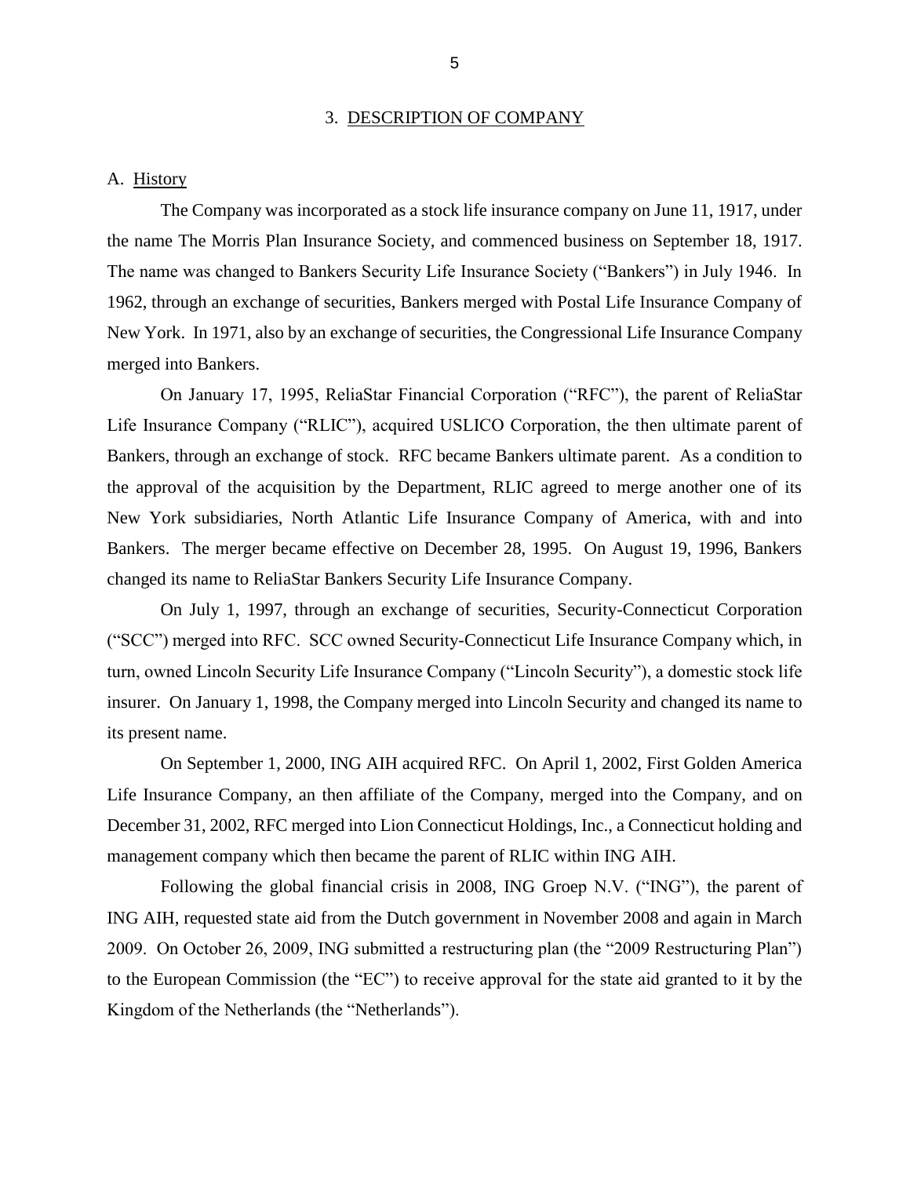## 3. DESCRIPTION OF COMPANY

### A. History

The Company was incorporated as a stock life insurance company on June 11, 1917, under the name The Morris Plan Insurance Society, and commenced business on September 18, 1917. The name was changed to Bankers Security Life Insurance Society ("Bankers") in July 1946. In 1962, through an exchange of securities, Bankers merged with Postal Life Insurance Company of New York. In 1971, also by an exchange of securities, the Congressional Life Insurance Company merged into Bankers.

On January 17, 1995, ReliaStar Financial Corporation ("RFC"), the parent of ReliaStar Life Insurance Company ("RLIC"), acquired USLICO Corporation, the then ultimate parent of Bankers, through an exchange of stock. RFC became Bankers ultimate parent. As a condition to the approval of the acquisition by the Department, RLIC agreed to merge another one of its New York subsidiaries, North Atlantic Life Insurance Company of America, with and into Bankers. The merger became effective on December 28, 1995. On August 19, 1996, Bankers changed its name to ReliaStar Bankers Security Life Insurance Company.

On July 1, 1997, through an exchange of securities, Security-Connecticut Corporation ("SCC") merged into RFC. SCC owned Security-Connecticut Life Insurance Company which, in turn, owned Lincoln Security Life Insurance Company ("Lincoln Security"), a domestic stock life insurer. On January 1, 1998, the Company merged into Lincoln Security and changed its name to its present name.

On September 1, 2000, ING AIH acquired RFC. On April 1, 2002, First Golden America Life Insurance Company, an then affiliate of the Company, merged into the Company, and on December 31, 2002, RFC merged into Lion Connecticut Holdings, Inc., a Connecticut holding and management company which then became the parent of RLIC within ING AIH.

Following the global financial crisis in 2008, ING Groep N.V. ("ING"), the parent of ING AIH, requested state aid from the Dutch government in November 2008 and again in March 2009. On October 26, 2009, ING submitted a restructuring plan (the "2009 Restructuring Plan") to the European Commission (the "EC") to receive approval for the state aid granted to it by the Kingdom of the Netherlands (the "Netherlands").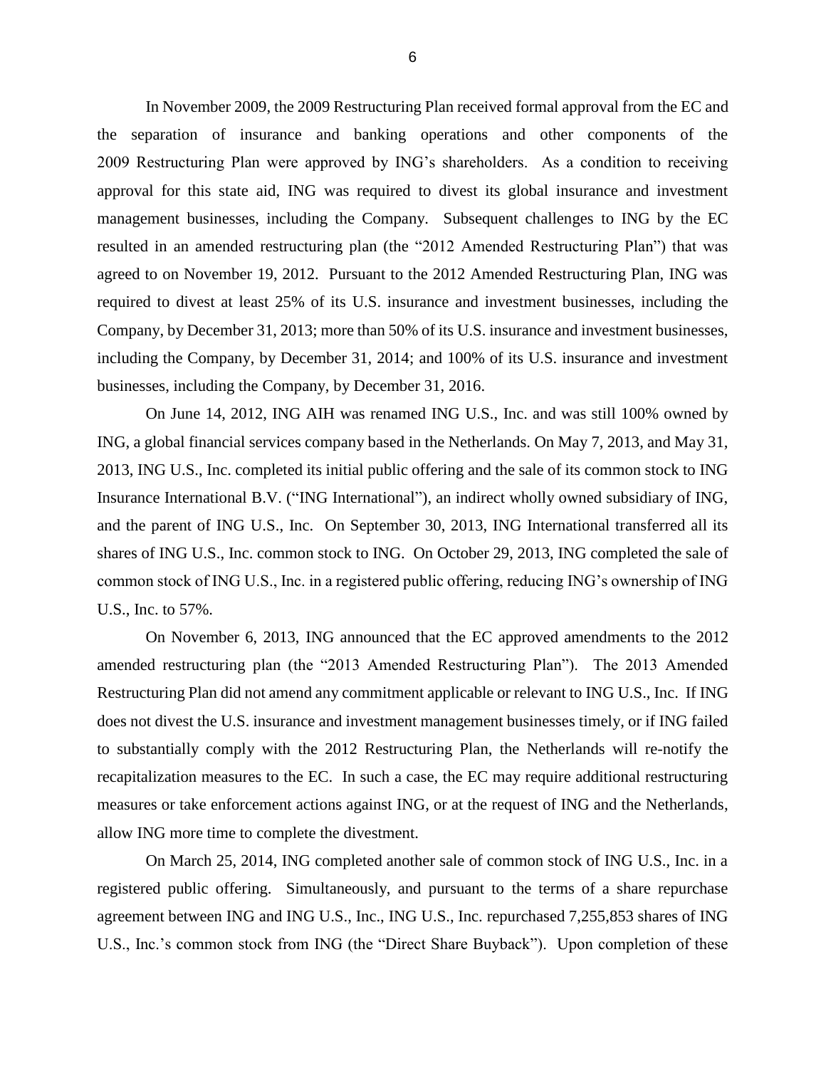In November 2009, the 2009 Restructuring Plan received formal approval from the EC and the separation of insurance and banking operations and other components of the 2009 Restructuring Plan were approved by ING's shareholders. As a condition to receiving approval for this state aid, ING was required to divest its global insurance and investment management businesses, including the Company. Subsequent challenges to ING by the EC resulted in an amended restructuring plan (the "2012 Amended Restructuring Plan") that was agreed to on November 19, 2012. Pursuant to the 2012 Amended Restructuring Plan, ING was required to divest at least 25% of its U.S. insurance and investment businesses, including the Company, by December 31, 2013; more than 50% of its U.S. insurance and investment businesses, including the Company, by December 31, 2014; and 100% of its U.S. insurance and investment businesses, including the Company, by December 31, 2016.

On June 14, 2012, ING AIH was renamed ING U.S., Inc. and was still 100% owned by ING, a global financial services company based in the Netherlands. On May 7, 2013, and May 31, 2013, ING U.S., Inc. completed its initial public offering and the sale of its common stock to ING Insurance International B.V. ("ING International"), an indirect wholly owned subsidiary of ING, and the parent of ING U.S., Inc. On September 30, 2013, ING International transferred all its shares of ING U.S., Inc. common stock to ING. On October 29, 2013, ING completed the sale of common stock of ING U.S., Inc. in a registered public offering, reducing ING's ownership of ING U.S., Inc. to 57%.

On November 6, 2013, ING announced that the EC approved amendments to the 2012 amended restructuring plan (the "2013 Amended Restructuring Plan"). The 2013 Amended Restructuring Plan did not amend any commitment applicable or relevant to ING U.S., Inc. If ING does not divest the U.S. insurance and investment management businesses timely, or if ING failed to substantially comply with the 2012 Restructuring Plan, the Netherlands will re-notify the recapitalization measures to the EC. In such a case, the EC may require additional restructuring measures or take enforcement actions against ING, or at the request of ING and the Netherlands, allow ING more time to complete the divestment.

On March 25, 2014, ING completed another sale of common stock of ING U.S., Inc. in a registered public offering. Simultaneously, and pursuant to the terms of a share repurchase agreement between ING and ING U.S., Inc., ING U.S., Inc. repurchased 7,255,853 shares of ING U.S., Inc.'s common stock from ING (the "Direct Share Buyback"). Upon completion of these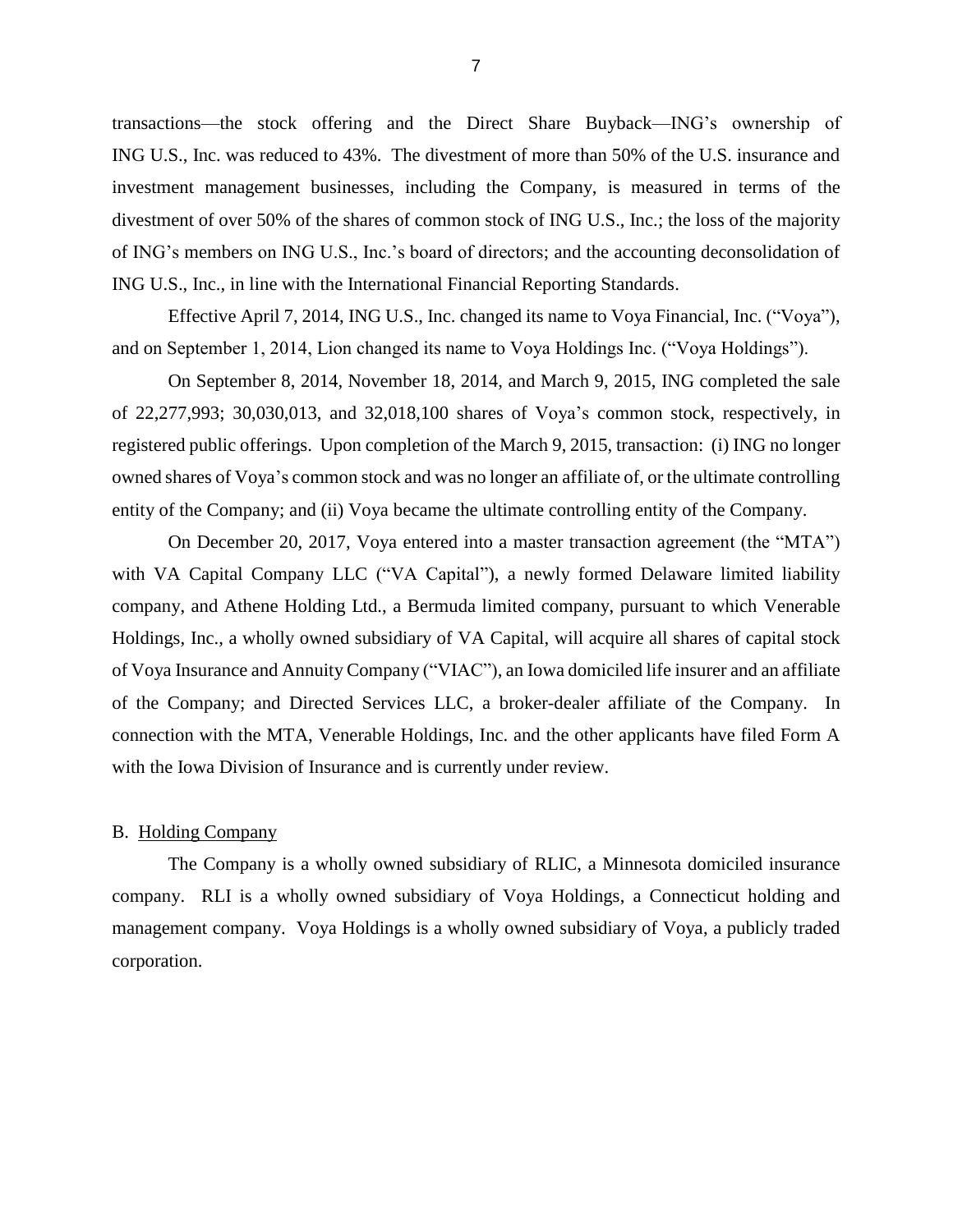transactions—the stock offering and the Direct Share Buyback—ING's ownership of ING U.S., Inc. was reduced to 43%. The divestment of more than 50% of the U.S. insurance and investment management businesses, including the Company, is measured in terms of the divestment of over 50% of the shares of common stock of ING U.S., Inc.; the loss of the majority of ING's members on ING U.S., Inc.'s board of directors; and the accounting deconsolidation of ING U.S., Inc., in line with the International Financial Reporting Standards.

Effective April 7, 2014, ING U.S., Inc. changed its name to Voya Financial, Inc. ("Voya"), and on September 1, 2014, Lion changed its name to Voya Holdings Inc. ("Voya Holdings").

On September 8, 2014, November 18, 2014, and March 9, 2015, ING completed the sale of 22,277,993; 30,030,013, and 32,018,100 shares of Voya's common stock, respectively, in registered public offerings. Upon completion of the March 9, 2015, transaction: (i) ING no longer owned shares of Voya's common stock and was no longer an affiliate of, or the ultimate controlling entity of the Company; and (ii) Voya became the ultimate controlling entity of the Company.

On December 20, 2017, Voya entered into a master transaction agreement (the "MTA") with VA Capital Company LLC ("VA Capital"), a newly formed Delaware limited liability company, and Athene Holding Ltd., a Bermuda limited company, pursuant to which Venerable Holdings, Inc., a wholly owned subsidiary of VA Capital, will acquire all shares of capital stock of Voya Insurance and Annuity Company ("VIAC"), an Iowa domiciled life insurer and an affiliate of the Company; and Directed Services LLC, a broker-dealer affiliate of the Company. In connection with the MTA, Venerable Holdings, Inc. and the other applicants have filed Form A with the Iowa Division of Insurance and is currently under review.

## B. Holding Company

The Company is a wholly owned subsidiary of RLIC, a Minnesota domiciled insurance company. RLI is a wholly owned subsidiary of Voya Holdings, a Connecticut holding and management company. Voya Holdings is a wholly owned subsidiary of Voya, a publicly traded corporation.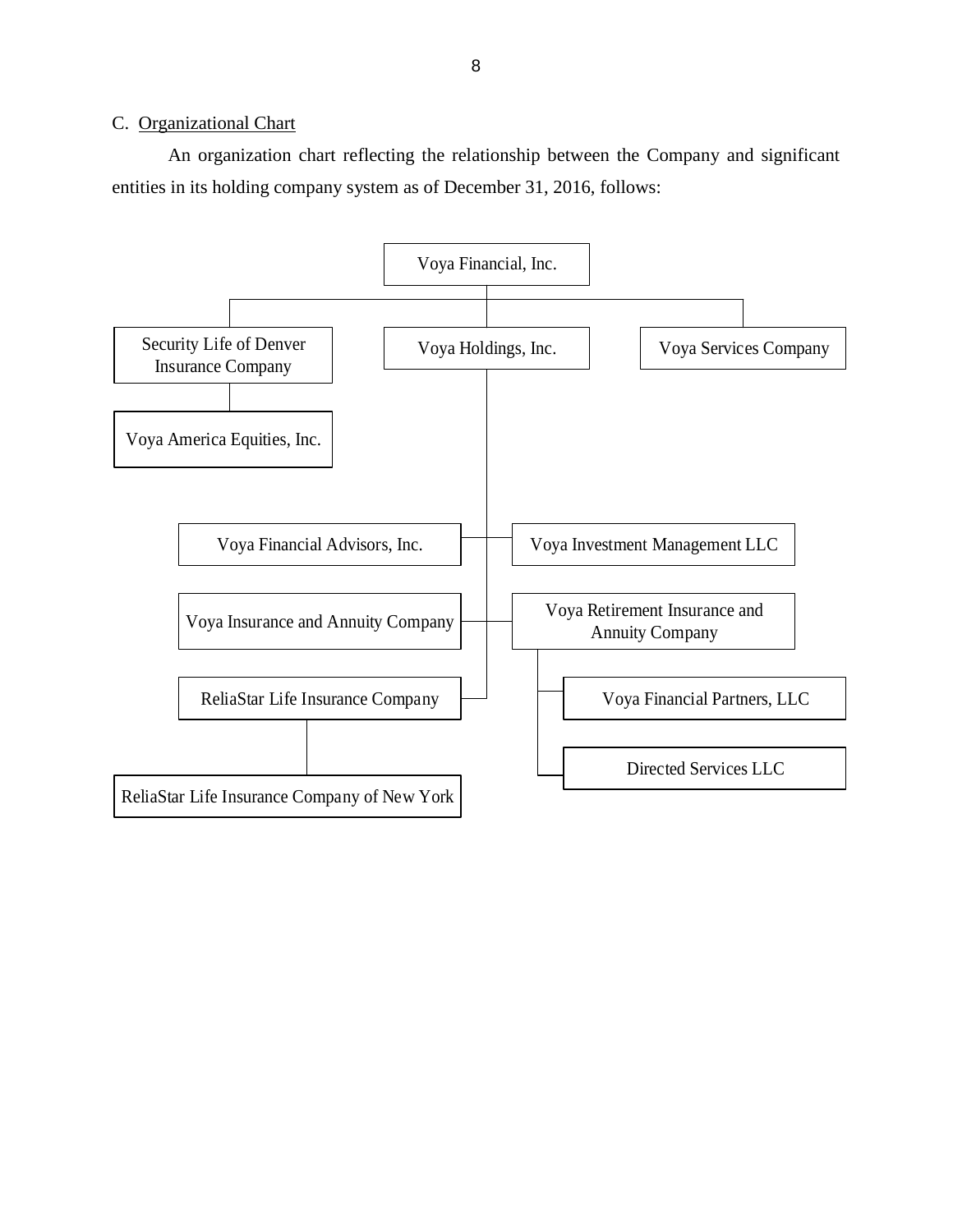C. Organizational Chart

An organization chart reflecting the relationship between the Company and significant entities in its holding company system as of December 31, 2016, follows:

- Voya Financial, Inc.
  - Security Life of Denver Insurance Company
    - Voya America Equities, Inc.
  - Voya Holdings, Inc.
    - Voya Financial Advisors, Inc.
    - Voya Investment Management LLC
    - Voya Insurance and Annuity Company
    - Voya Retirement Insurance and Annuity Company
      - Voya Financial Partners, LLC
      - Directed Services LLC
    - ReliaStar Life Insurance Company
      - ReliaStar Life Insurance Company of New York
  - Voya Services Company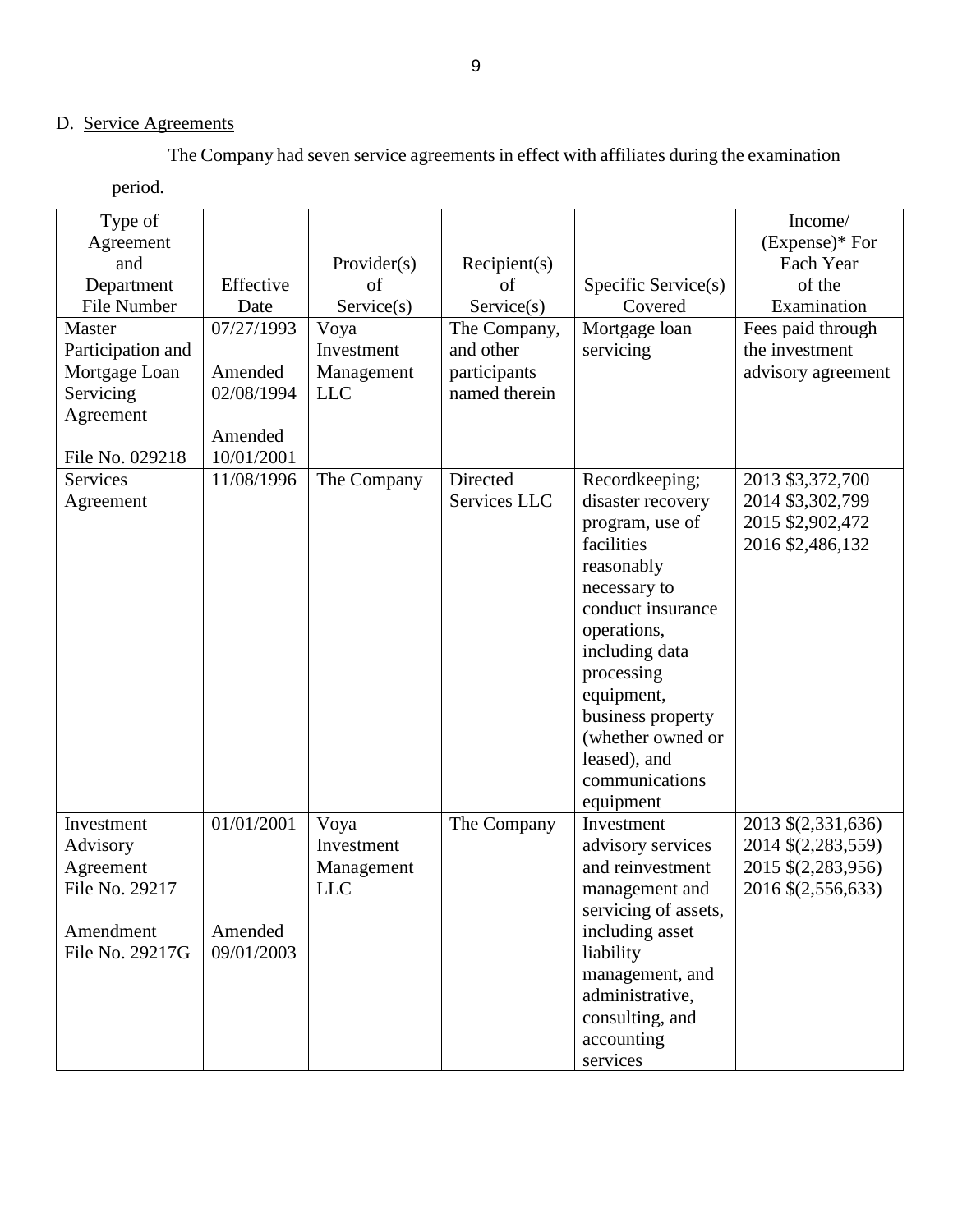D. Service Agreements

The Company had seven service agreements in effect with affiliates during the examination period.

| Type of Agreement and Department File Number | Effective Date | Provider(s) of Service(s) | Recipient(s) of Service(s) | Specific Service(s) Covered | Income/ (Expense)* For Each Year of the Examination |
|---|---|---|---|---|---|
| Master Participation and Mortgage Loan Servicing Agreement<br><br>File No. 029218 | 07/27/1993<br><br>Amended 02/08/1994<br><br>Amended 10/01/2001 | Voya Investment Management LLC | The Company, and other participants named therein | Mortgage loan servicing | Fees paid through the investment advisory agreement |
| Services Agreement | 11/08/1996 | The Company | Directed Services LLC | Recordkeeping; disaster recovery program, use of facilities reasonably necessary to conduct insurance operations, including data processing equipment, business property (whether owned or leased), and communications equipment | 2013 $3,372,700<br>2014 $3,302,799<br>2015 $2,902,472<br>2016 $2,486,132 |
| Investment Advisory Agreement File No. 29217<br><br>Amendment File No. 29217G | 01/01/2001<br><br>Amended 09/01/2003 | Voya Investment Management LLC | The Company | Investment advisory services and reinvestment management and servicing of assets, including asset liability management, and administrative, consulting, and accounting services | 2013 $(2,331,636)<br>2014 $(2,283,559)<br>2015 $(2,283,956)<br>2016 $(2,556,633) |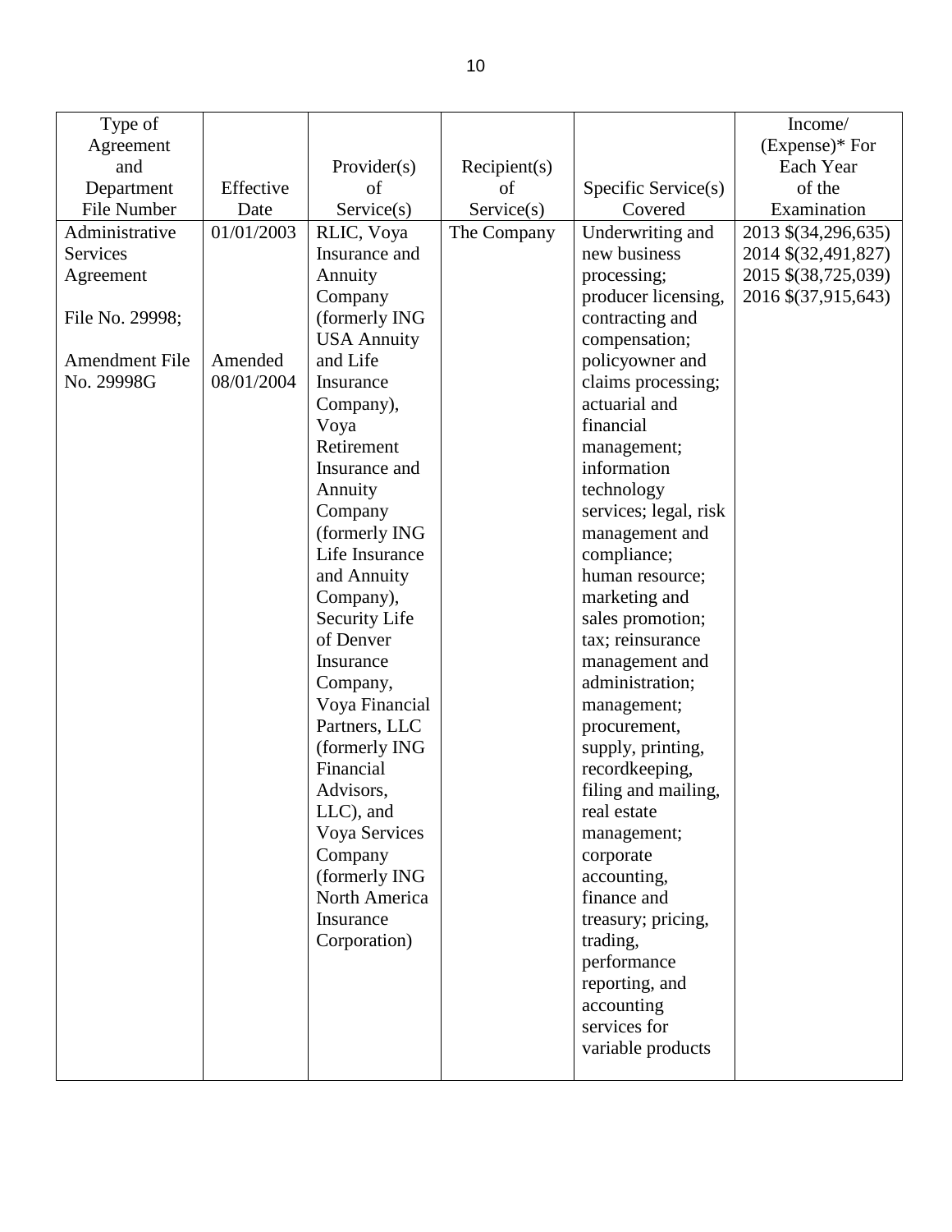| Type of Agreement and Department File Number | Effective Date | Provider(s) of Service(s) | Recipient(s) of Service(s) | Specific Service(s) Covered | Income/ (Expense)* For Each Year of the Examination |
|---|---|---|---|---|---|
| Administrative Services Agreement<br><br>File No. 29998;<br><br>Amendment File No. 29998G | 01/01/2003<br><br><br><br>Amended 08/01/2004 | RLIC, Voya Insurance and Annuity Company (formerly ING USA Annuity and Life Insurance Company), Voya Retirement Insurance and Annuity Company (formerly ING Life Insurance and Annuity Company), Security Life of Denver Insurance Company, Voya Financial Partners, LLC (formerly ING Financial Advisors, LLC), and Voya Services Company (formerly ING North America Insurance Corporation) | The Company | Underwriting and new business processing; producer licensing, contracting and compensation; policyowner and claims processing; actuarial and financial management; information technology services; legal, risk management and compliance; human resource; marketing and sales promotion; tax; reinsurance management and administration; management; procurement, supply, printing, recordkeeping, filing and mailing, real estate management; corporate accounting, finance and treasury; pricing, trading, performance reporting, and accounting services for variable products | 2013 $(34,296,635)<br>2014 $(32,491,827)<br>2015 $(38,725,039)<br>2016 $(37,915,643) |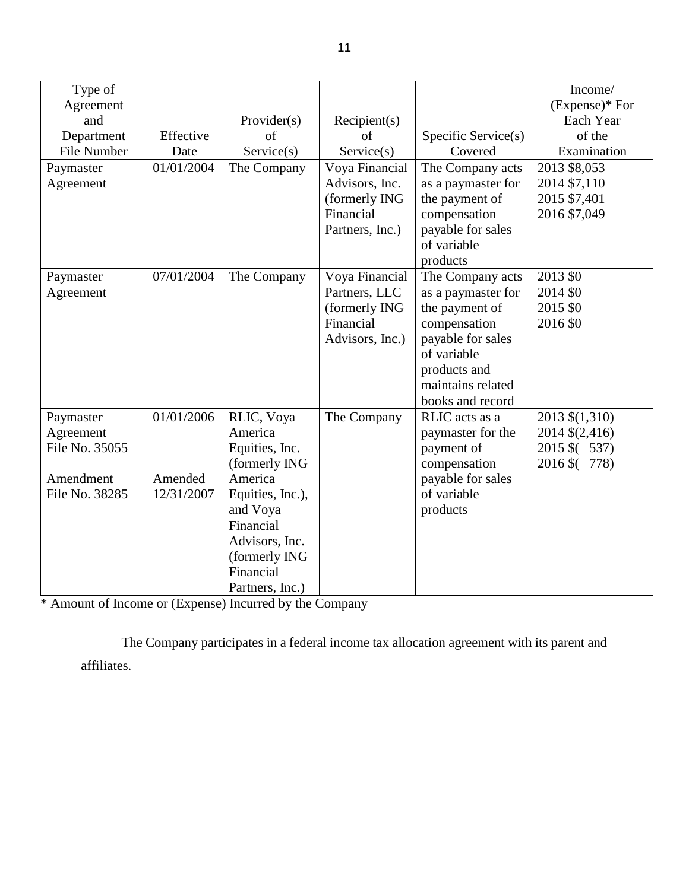| Type of Agreement and Department File Number | Effective Date | Provider(s) of Service(s) | Recipient(s) of Service(s) | Specific Service(s) Covered | Income/ (Expense)* For Each Year of the Examination |
|---|---|---|---|---|---|
| Paymaster Agreement | 01/01/2004 | The Company | Voya Financial Advisors, Inc. (formerly ING Financial Partners, Inc.) | The Company acts as a paymaster for the payment of compensation payable for sales of variable products | 2013 $8,053<br>2014 $7,110<br>2015 $7,401<br>2016 $7,049 |
| Paymaster Agreement | 07/01/2004 | The Company | Voya Financial Partners, LLC (formerly ING Financial Advisors, Inc.) | The Company acts as a paymaster for the payment of compensation payable for sales of variable products and maintains related books and record | 2013 $0<br>2014 $0<br>2015 $0<br>2016 $0 |
| Paymaster Agreement File No. 35055<br><br>Amendment File No. 38285 | 01/01/2006<br><br>Amended 12/31/2007 | RLIC, Voya America Equities, Inc. (formerly ING America Equities, Inc.), and Voya Financial Advisors, Inc. (formerly ING Financial Partners, Inc.) | The Company | RLIC acts as a paymaster for the payment of compensation payable for sales of variable products | 2013 $(1,310)<br>2014 $(2,416)<br>2015 $( 537)<br>2016 $( 778) |

* Amount of Income or (Expense) Incurred by the Company

The Company participates in a federal income tax allocation agreement with its parent and affiliates.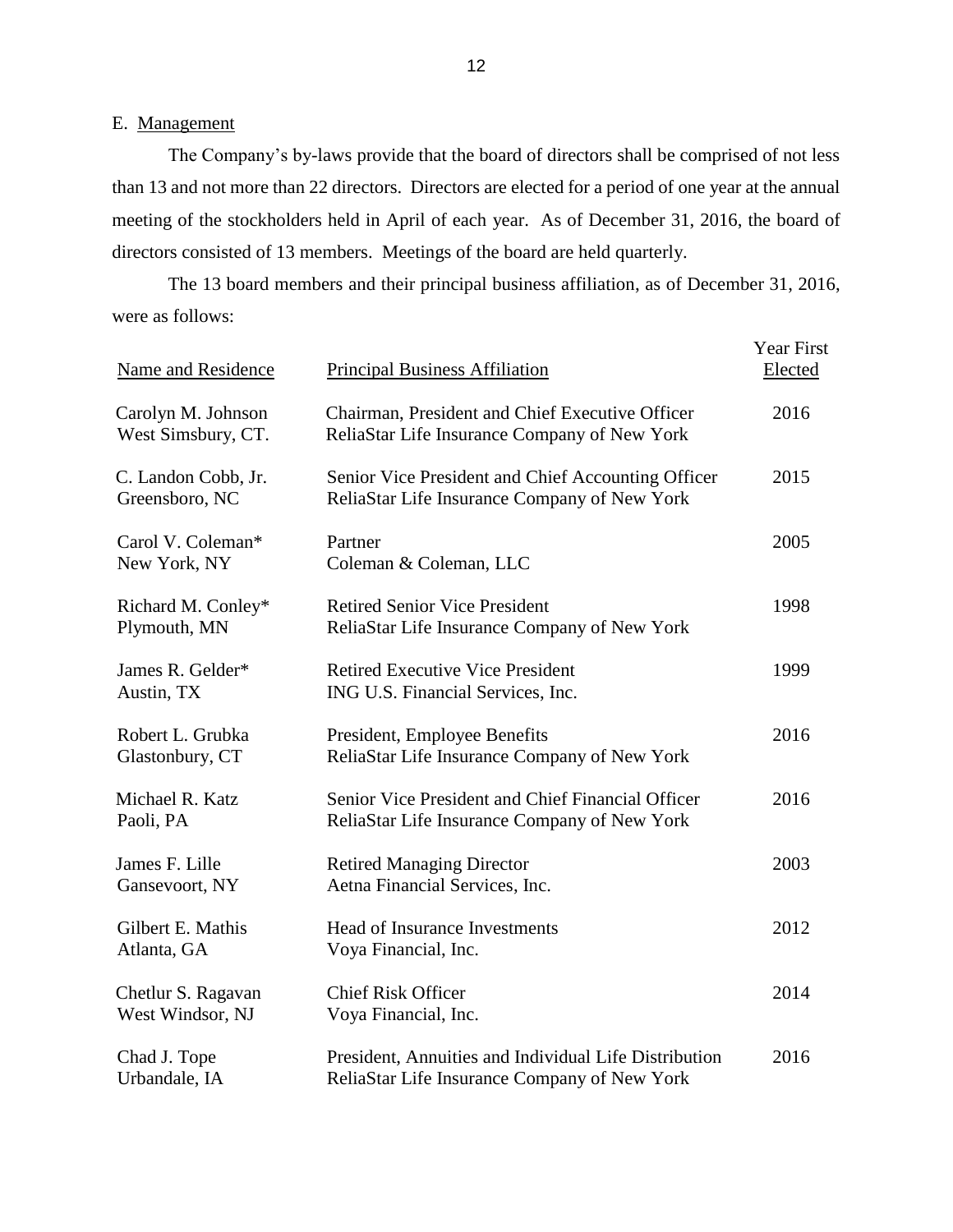## E. Management

The Company's by-laws provide that the board of directors shall be comprised of not less than 13 and not more than 22 directors. Directors are elected for a period of one year at the annual meeting of the stockholders held in April of each year. As of December 31, 2016, the board of directors consisted of 13 members. Meetings of the board are held quarterly.

The 13 board members and their principal business affiliation, as of December 31, 2016, were as follows:

| Name and Residence | Principal Business Affiliation | Year First Elected |
|---|---|---|
| Carolyn M. Johnson<br>West Simsbury, CT. | Chairman, President and Chief Executive Officer<br>ReliaStar Life Insurance Company of New York | 2016 |
| C. Landon Cobb, Jr.<br>Greensboro, NC | Senior Vice President and Chief Accounting Officer<br>ReliaStar Life Insurance Company of New York | 2015 |
| Carol V. Coleman*<br>New York, NY | Partner<br>Coleman & Coleman, LLC | 2005 |
| Richard M. Conley*<br>Plymouth, MN | Retired Senior Vice President<br>ReliaStar Life Insurance Company of New York | 1998 |
| James R. Gelder*<br>Austin, TX | Retired Executive Vice President<br>ING U.S. Financial Services, Inc. | 1999 |
| Robert L. Grubka<br>Glastonbury, CT | President, Employee Benefits<br>ReliaStar Life Insurance Company of New York | 2016 |
| Michael R. Katz<br>Paoli, PA | Senior Vice President and Chief Financial Officer<br>ReliaStar Life Insurance Company of New York | 2016 |
| James F. Lille<br>Gansevoort, NY | Retired Managing Director<br>Aetna Financial Services, Inc. | 2003 |
| Gilbert E. Mathis<br>Atlanta, GA | Head of Insurance Investments<br>Voya Financial, Inc. | 2012 |
| Chetlur S. Ragavan<br>West Windsor, NJ | Chief Risk Officer<br>Voya Financial, Inc. | 2014 |
| Chad J. Tope<br>Urbandale, IA | President, Annuities and Individual Life Distribution<br>ReliaStar Life Insurance Company of New York | 2016 |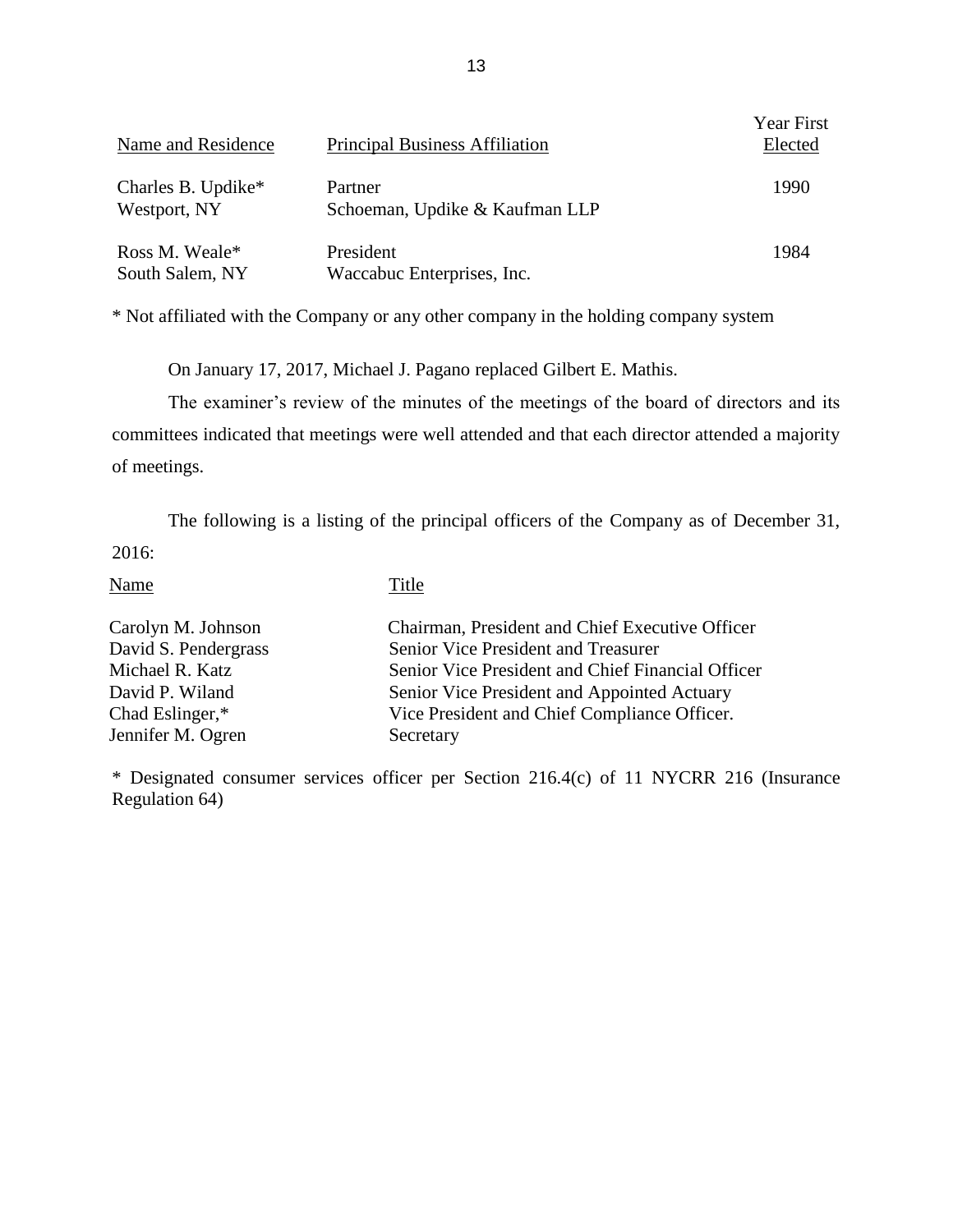| Name and Residence | Principal Business Affiliation | Year First Elected |
|---|---|---|
| Charles B. Updike*<br>Westport, NY | Partner<br>Schoeman, Updike & Kaufman LLP | 1990 |
| Ross M. Weale*<br>South Salem, NY | President<br>Waccabuc Enterprises, Inc. | 1984 |

* Not affiliated with the Company or any other company in the holding company system

On January 17, 2017, Michael J. Pagano replaced Gilbert E. Mathis.

The examiner's review of the minutes of the meetings of the board of directors and its committees indicated that meetings were well attended and that each director attended a majority of meetings.

The following is a listing of the principal officers of the Company as of December 31, 2016:

| Name | Title |
|---|---|
| Carolyn M. Johnson | Chairman, President and Chief Executive Officer |
| David S. Pendergrass | Senior Vice President and Treasurer |
| Michael R. Katz | Senior Vice President and Chief Financial Officer |
| David P. Wiland | Senior Vice President and Appointed Actuary |
| Chad Eslinger,* | Vice President and Chief Compliance Officer. |
| Jennifer M. Ogren | Secretary |

* Designated consumer services officer per Section 216.4(c) of 11 NYCRR 216 (Insurance Regulation 64)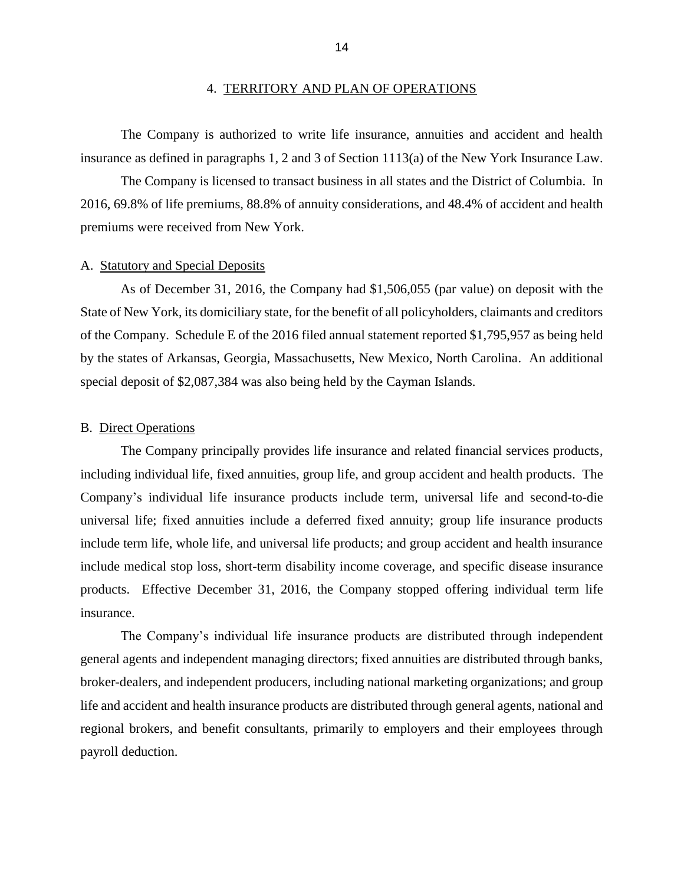## 4. TERRITORY AND PLAN OF OPERATIONS

The Company is authorized to write life insurance, annuities and accident and health insurance as defined in paragraphs 1, 2 and 3 of Section 1113(a) of the New York Insurance Law.

The Company is licensed to transact business in all states and the District of Columbia. In 2016, 69.8% of life premiums, 88.8% of annuity considerations, and 48.4% of accident and health premiums were received from New York.

### A. Statutory and Special Deposits

As of December 31, 2016, the Company had $1,506,055 (par value) on deposit with the State of New York, its domiciliary state, for the benefit of all policyholders, claimants and creditors of the Company. Schedule E of the 2016 filed annual statement reported $1,795,957 as being held by the states of Arkansas, Georgia, Massachusetts, New Mexico, North Carolina. An additional special deposit of $2,087,384 was also being held by the Cayman Islands.

### B. Direct Operations

The Company principally provides life insurance and related financial services products, including individual life, fixed annuities, group life, and group accident and health products. The Company's individual life insurance products include term, universal life and second-to-die universal life; fixed annuities include a deferred fixed annuity; group life insurance products include term life, whole life, and universal life products; and group accident and health insurance include medical stop loss, short-term disability income coverage, and specific disease insurance products. Effective December 31, 2016, the Company stopped offering individual term life insurance.

The Company's individual life insurance products are distributed through independent general agents and independent managing directors; fixed annuities are distributed through banks, broker-dealers, and independent producers, including national marketing organizations; and group life and accident and health insurance products are distributed through general agents, national and regional brokers, and benefit consultants, primarily to employers and their employees through payroll deduction.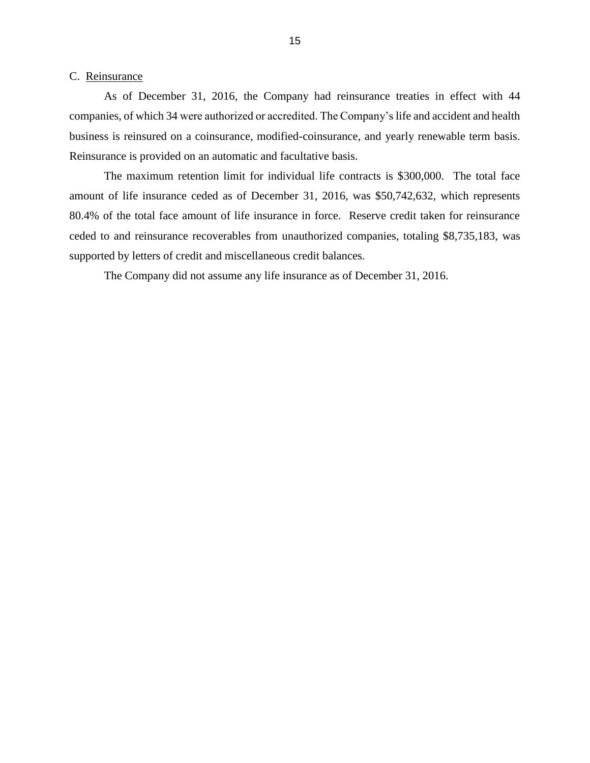### C. Reinsurance

As of December 31, 2016, the Company had reinsurance treaties in effect with 44 companies, of which 34 were authorized or accredited. The Company's life and accident and health business is reinsured on a coinsurance, modified-coinsurance, and yearly renewable term basis. Reinsurance is provided on an automatic and facultative basis.

The maximum retention limit for individual life contracts is $300,000. The total face amount of life insurance ceded as of December 31, 2016, was $50,742,632, which represents 80.4% of the total face amount of life insurance in force. Reserve credit taken for reinsurance ceded to and reinsurance recoverables from unauthorized companies, totaling $8,735,183, was supported by letters of credit and miscellaneous credit balances.

The Company did not assume any life insurance as of December 31, 2016.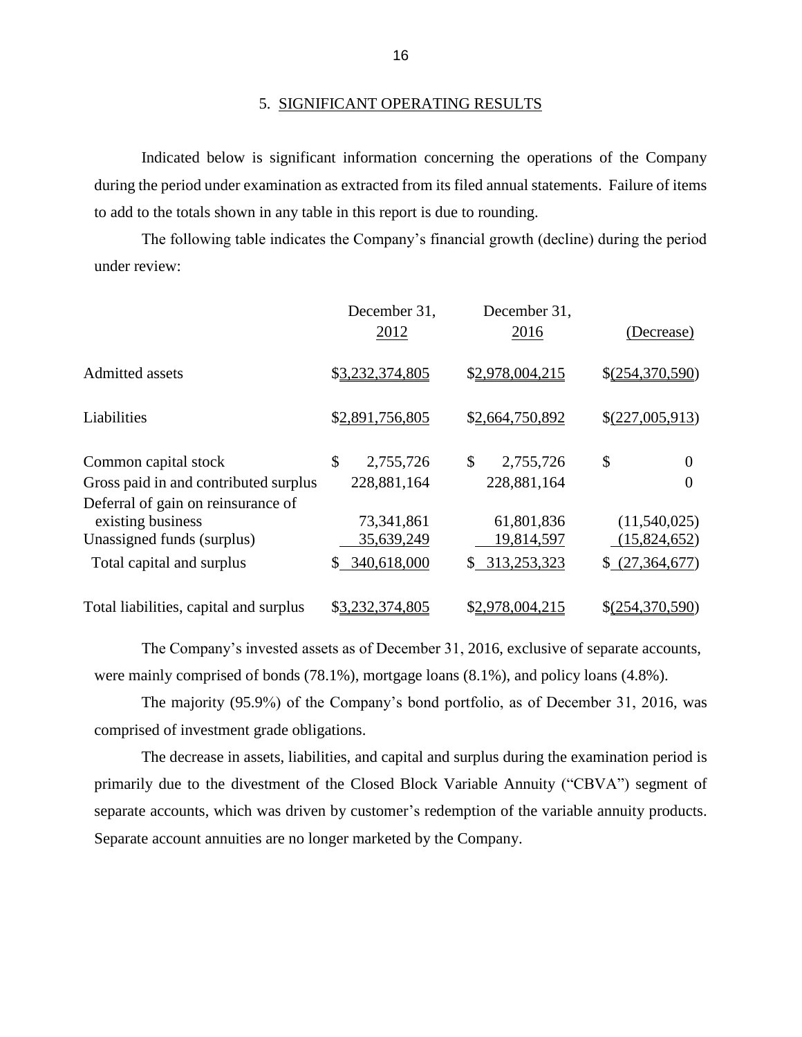## 5. SIGNIFICANT OPERATING RESULTS

Indicated below is significant information concerning the operations of the Company during the period under examination as extracted from its filed annual statements. Failure of items to add to the totals shown in any table in this report is due to rounding.

The following table indicates the Company's financial growth (decline) during the period under review:

| | December 31, 2012 | December 31, 2016 | (Decrease) |
|---|---|---|---|
| Admitted assets | $3,232,374,805 | $2,978,004,215 | $(254,370,590) |
| Liabilities | $2,891,756,805 | $2,664,750,892 | $(227,005,913) |
| Common capital stock | $ 2,755,726 | $ 2,755,726 | $ 0 |
| Gross paid in and contributed surplus | 228,881,164 | 228,881,164 | 0 |
| Deferral of gain on reinsurance of existing business | 73,341,861 | 61,801,836 | (11,540,025) |
| Unassigned funds (surplus) | 35,639,249 | 19,814,597 | (15,824,652) |
| Total capital and surplus | $ 340,618,000 | $ 313,253,323 | $ (27,364,677) |
| Total liabilities, capital and surplus | $3,232,374,805 | $2,978,004,215 | $(254,370,590) |

The Company's invested assets as of December 31, 2016, exclusive of separate accounts, were mainly comprised of bonds (78.1%), mortgage loans (8.1%), and policy loans (4.8%).

The majority (95.9%) of the Company's bond portfolio, as of December 31, 2016, was comprised of investment grade obligations.

The decrease in assets, liabilities, and capital and surplus during the examination period is primarily due to the divestment of the Closed Block Variable Annuity ("CBVA") segment of separate accounts, which was driven by customer's redemption of the variable annuity products. Separate account annuities are no longer marketed by the Company.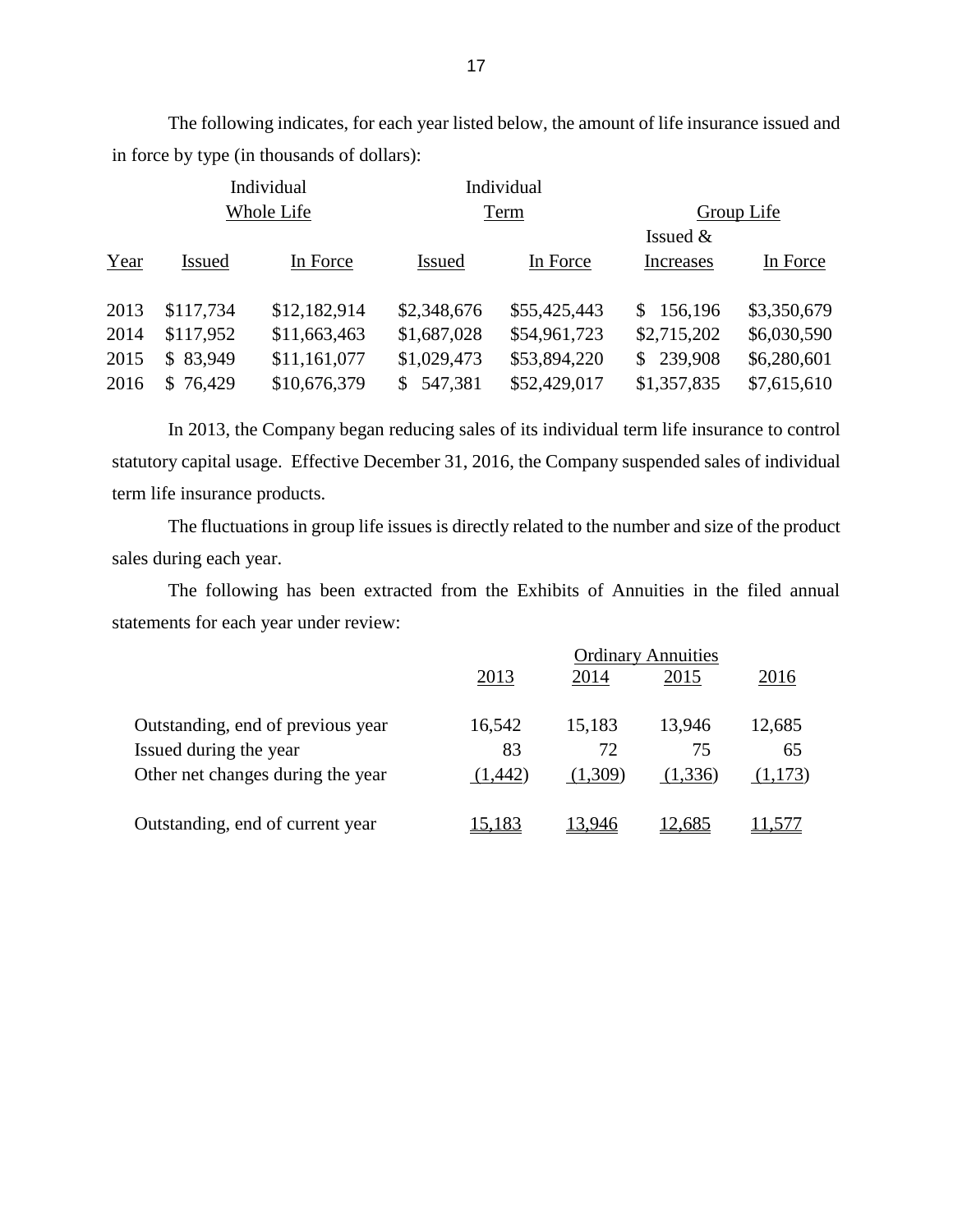The following indicates, for each year listed below, the amount of life insurance issued and in force by type (in thousands of dollars):

| | Individual Whole Life | | Individual Term | | Group Life | |
|---|---|---|---|---|---|---|
| Year | Issued | In Force | Issued | In Force | Issued & Increases | In Force |
| 2013 | $117,734 | $12,182,914 | $2,348,676 | $55,425,443 | $ 156,196 | $3,350,679 |
| 2014 | $117,952 | $11,663,463 | $1,687,028 | $54,961,723 | $2,715,202 | $6,030,590 |
| 2015 | $ 83,949 | $11,161,077 | $1,029,473 | $53,894,220 | $ 239,908 | $6,280,601 |
| 2016 | $ 76,429 | $10,676,379 | $ 547,381 | $52,429,017 | $1,357,835 | $7,615,610 |

In 2013, the Company began reducing sales of its individual term life insurance to control statutory capital usage. Effective December 31, 2016, the Company suspended sales of individual term life insurance products.

The fluctuations in group life issues is directly related to the number and size of the product sales during each year.

The following has been extracted from the Exhibits of Annuities in the filed annual statements for each year under review:

| | Ordinary Annuities | | | |
|---|---|---|---|---|
| | 2013 | 2014 | 2015 | 2016 |
| Outstanding, end of previous year | 16,542 | 15,183 | 13,946 | 12,685 |
| Issued during the year | 83 | 72 | 75 | 65 |
| Other net changes during the year | (1,442) | (1,309) | (1,336) | (1,173) |
| Outstanding, end of current year | 15,183 | 13,946 | 12,685 | 11,577 |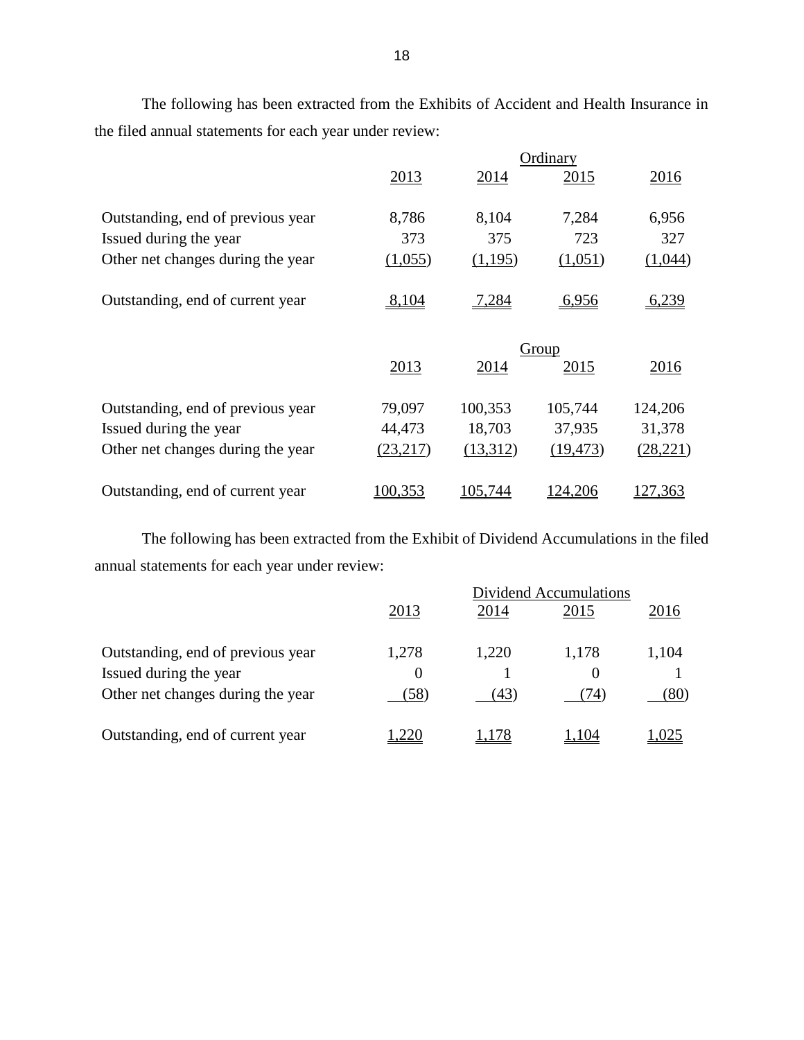The following has been extracted from the Exhibits of Accident and Health Insurance in the filed annual statements for each year under review:

| | Ordinary | | | |
|---|---|---|---|---|
| | 2013 | 2014 | 2015 | 2016 |
| Outstanding, end of previous year | 8,786 | 8,104 | 7,284 | 6,956 |
| Issued during the year | 373 | 375 | 723 | 327 |
| Other net changes during the year | (1,055) | (1,195) | (1,051) | (1,044) |
| Outstanding, end of current year | 8,104 | 7,284 | 6,956 | 6,239 |

| | Group | | | |
|---|---|---|---|---|
| | 2013 | 2014 | 2015 | 2016 |
| Outstanding, end of previous year | 79,097 | 100,353 | 105,744 | 124,206 |
| Issued during the year | 44,473 | 18,703 | 37,935 | 31,378 |
| Other net changes during the year | (23,217) | (13,312) | (19,473) | (28,221) |
| Outstanding, end of current year | 100,353 | 105,744 | 124,206 | 127,363 |

The following has been extracted from the Exhibit of Dividend Accumulations in the filed annual statements for each year under review:

| | Dividend Accumulations | | | |
|---|---|---|---|---|
| | 2013 | 2014 | 2015 | 2016 |
| Outstanding, end of previous year | 1,278 | 1,220 | 1,178 | 1,104 |
| Issued during the year | 0 | 1 | 0 | 1 |
| Other net changes during the year | (58) | (43) | (74) | (80) |
| Outstanding, end of current year | 1,220 | 1,178 | 1,104 | 1,025 |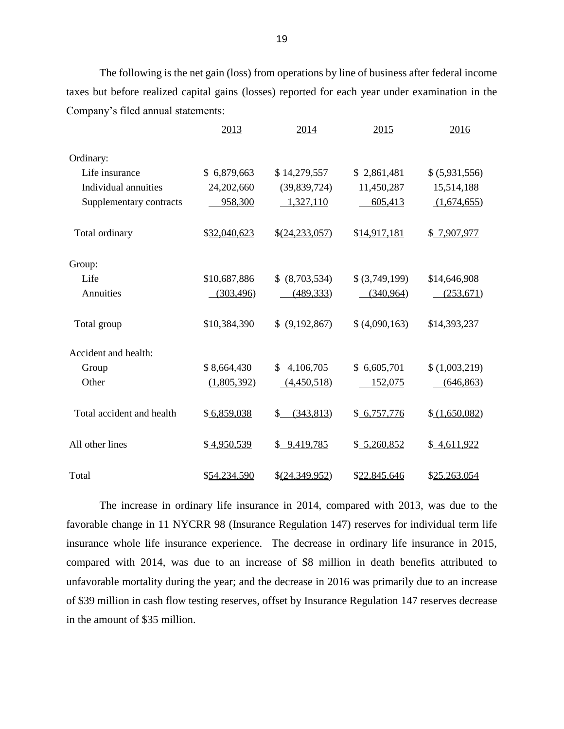The following is the net gain (loss) from operations by line of business after federal income taxes but before realized capital gains (losses) reported for each year under examination in the Company's filed annual statements:

| | 2013 | 2014 | 2015 | 2016 |
|---|---|---|---|---|
| Ordinary: | | | | |
| Life insurance | $ 6,879,663 | $ 14,279,557 | $ 2,861,481 | $ (5,931,556) |
| Individual annuities | 24,202,660 | (39,839,724) | 11,450,287 | 15,514,188 |
| Supplementary contracts | 958,300 | 1,327,110 | 605,413 | (1,674,655) |
| Total ordinary | $32,040,623 | $(24,233,057) | $14,917,181 | $ 7,907,977 |
| Group: | | | | |
| Life | $10,687,886 | $ (8,703,534) | $ (3,749,199) | $14,646,908 |
| Annuities | (303,496) | (489,333) | (340,964) | (253,671) |
| Total group | $10,384,390 | $ (9,192,867) | $ (4,090,163) | $14,393,237 |
| Accident and health: | | | | |
| Group | $ 8,664,430 | $ 4,106,705 | $ 6,605,701 | $ (1,003,219) |
| Other | (1,805,392) | (4,450,518) | 152,075 | (646,863) |
| Total accident and health | $ 6,859,038 | $ (343,813) | $ 6,757,776 | $ (1,650,082) |
| All other lines | $ 4,950,539 | $ 9,419,785 | $ 5,260,852 | $ 4,611,922 |
| Total | $54,234,590 | $(24,349,952) | $22,845,646 | $25,263,054 |

The increase in ordinary life insurance in 2014, compared with 2013, was due to the favorable change in 11 NYCRR 98 (Insurance Regulation 147) reserves for individual term life insurance whole life insurance experience. The decrease in ordinary life insurance in 2015, compared with 2014, was due to an increase of $8 million in death benefits attributed to unfavorable mortality during the year; and the decrease in 2016 was primarily due to an increase of $39 million in cash flow testing reserves, offset by Insurance Regulation 147 reserves decrease in the amount of $35 million.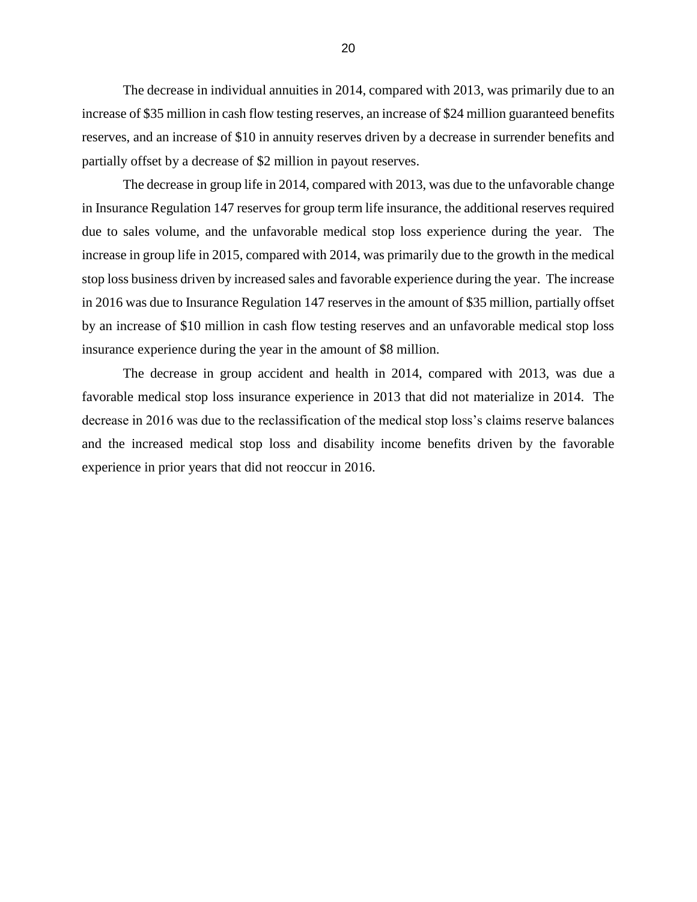The decrease in individual annuities in 2014, compared with 2013, was primarily due to an increase of $35 million in cash flow testing reserves, an increase of $24 million guaranteed benefits reserves, and an increase of $10 in annuity reserves driven by a decrease in surrender benefits and partially offset by a decrease of $2 million in payout reserves.

The decrease in group life in 2014, compared with 2013, was due to the unfavorable change in Insurance Regulation 147 reserves for group term life insurance, the additional reserves required due to sales volume, and the unfavorable medical stop loss experience during the year. The increase in group life in 2015, compared with 2014, was primarily due to the growth in the medical stop loss business driven by increased sales and favorable experience during the year. The increase in 2016 was due to Insurance Regulation 147 reserves in the amount of $35 million, partially offset by an increase of $10 million in cash flow testing reserves and an unfavorable medical stop loss insurance experience during the year in the amount of $8 million.

The decrease in group accident and health in 2014, compared with 2013, was due a favorable medical stop loss insurance experience in 2013 that did not materialize in 2014. The decrease in 2016 was due to the reclassification of the medical stop loss's claims reserve balances and the increased medical stop loss and disability income benefits driven by the favorable experience in prior years that did not reoccur in 2016.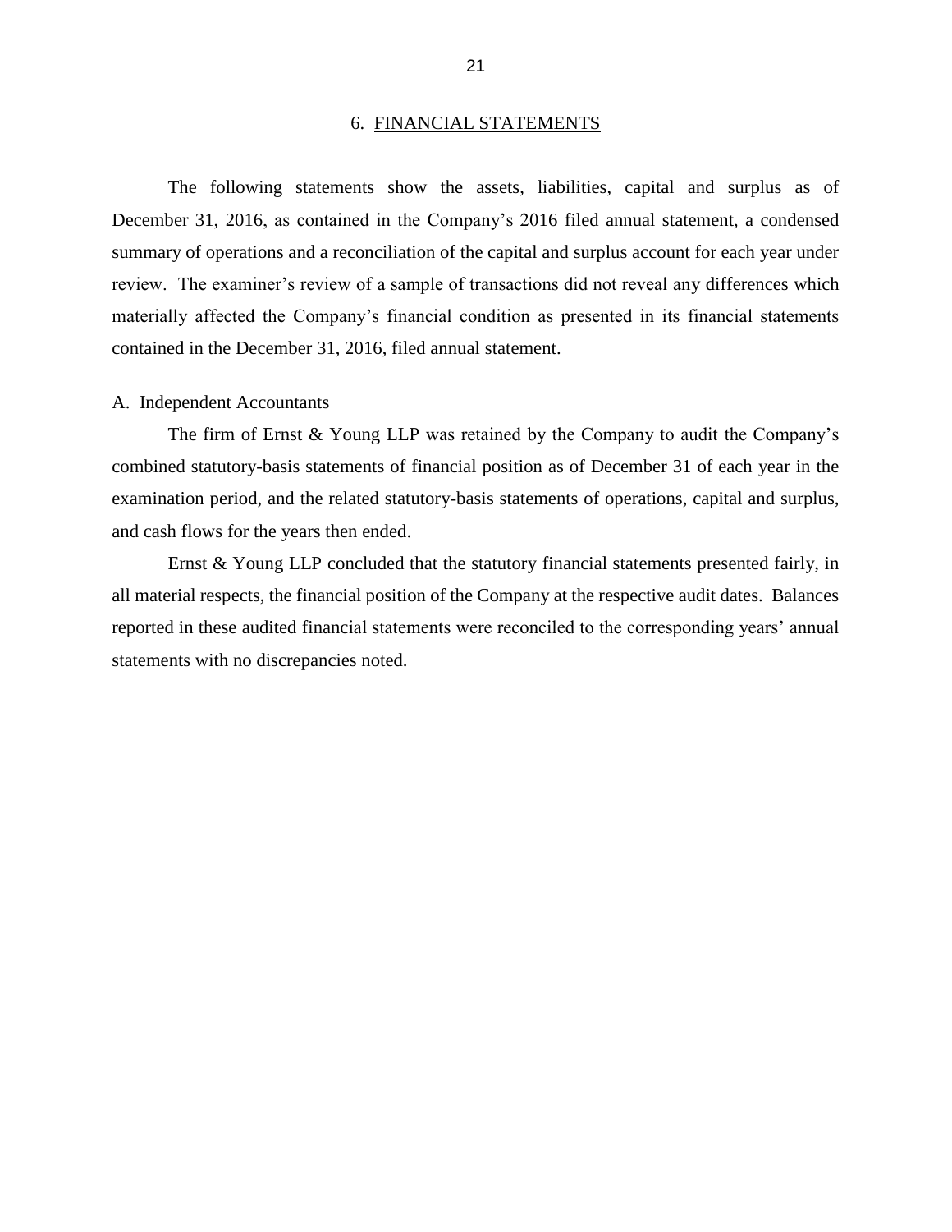## 6. FINANCIAL STATEMENTS

The following statements show the assets, liabilities, capital and surplus as of December 31, 2016, as contained in the Company's 2016 filed annual statement, a condensed summary of operations and a reconciliation of the capital and surplus account for each year under review. The examiner's review of a sample of transactions did not reveal any differences which materially affected the Company's financial condition as presented in its financial statements contained in the December 31, 2016, filed annual statement.

### A. Independent Accountants

The firm of Ernst & Young LLP was retained by the Company to audit the Company's combined statutory-basis statements of financial position as of December 31 of each year in the examination period, and the related statutory-basis statements of operations, capital and surplus, and cash flows for the years then ended.

Ernst & Young LLP concluded that the statutory financial statements presented fairly, in all material respects, the financial position of the Company at the respective audit dates. Balances reported in these audited financial statements were reconciled to the corresponding years' annual statements with no discrepancies noted.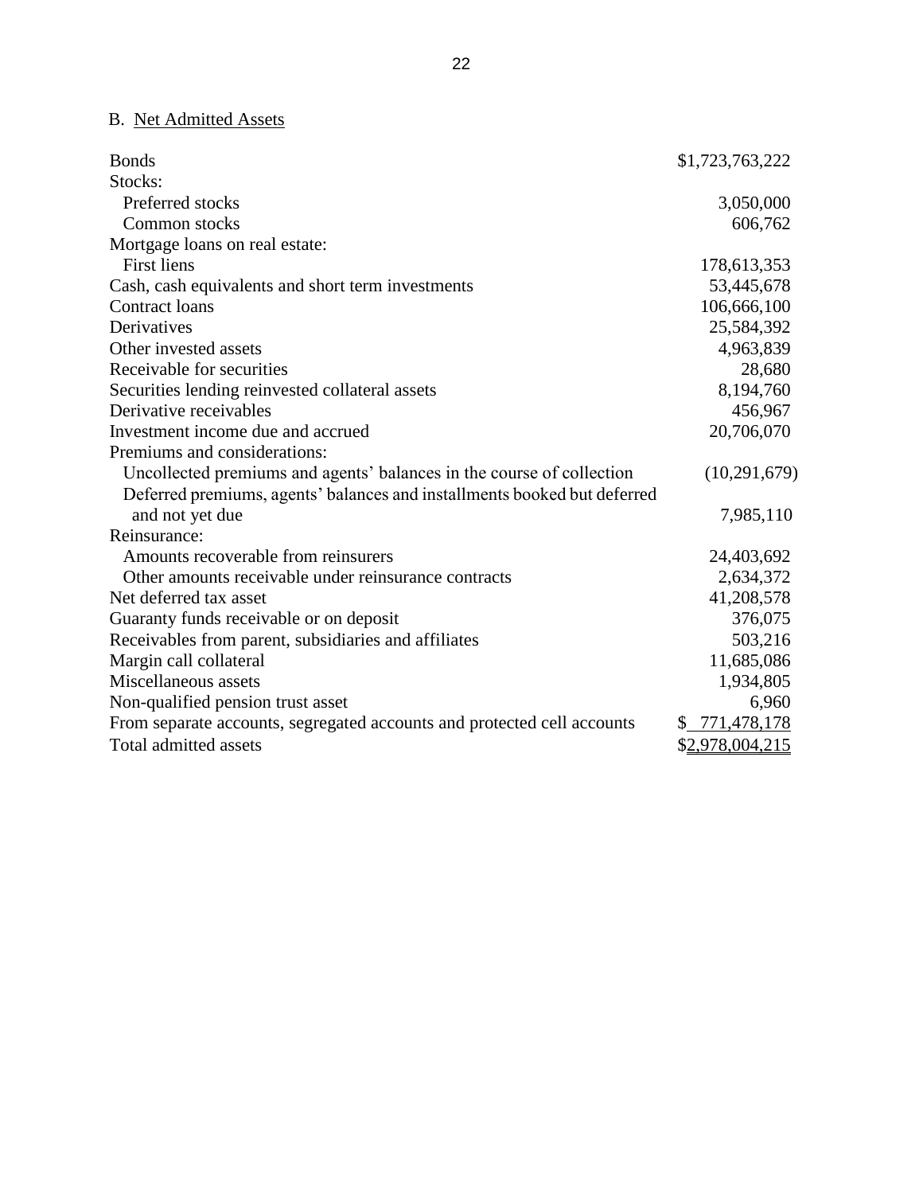B. Net Admitted Assets

| | |
|---|---:|
| Bonds | $1,723,763,222 |
| Stocks: | |
| Preferred stocks | 3,050,000 |
| Common stocks | 606,762 |
| Mortgage loans on real estate: | |
| First liens | 178,613,353 |
| Cash, cash equivalents and short term investments | 53,445,678 |
| Contract loans | 106,666,100 |
| Derivatives | 25,584,392 |
| Other invested assets | 4,963,839 |
| Receivable for securities | 28,680 |
| Securities lending reinvested collateral assets | 8,194,760 |
| Derivative receivables | 456,967 |
| Investment income due and accrued | 20,706,070 |
| Premiums and considerations: | |
| Uncollected premiums and agents' balances in the course of collection | (10,291,679) |
| Deferred premiums, agents' balances and installments booked but deferred and not yet due | 7,985,110 |
| Reinsurance: | |
| Amounts recoverable from reinsurers | 24,403,692 |
| Other amounts receivable under reinsurance contracts | 2,634,372 |
| Net deferred tax asset | 41,208,578 |
| Guaranty funds receivable or on deposit | 376,075 |
| Receivables from parent, subsidiaries and affiliates | 503,216 |
| Margin call collateral | 11,685,086 |
| Miscellaneous assets | 1,934,805 |
| Non-qualified pension trust asset | 6,960 |
| From separate accounts, segregated accounts and protected cell accounts | $ 771,478,178 |
| Total admitted assets | $2,978,004,215 |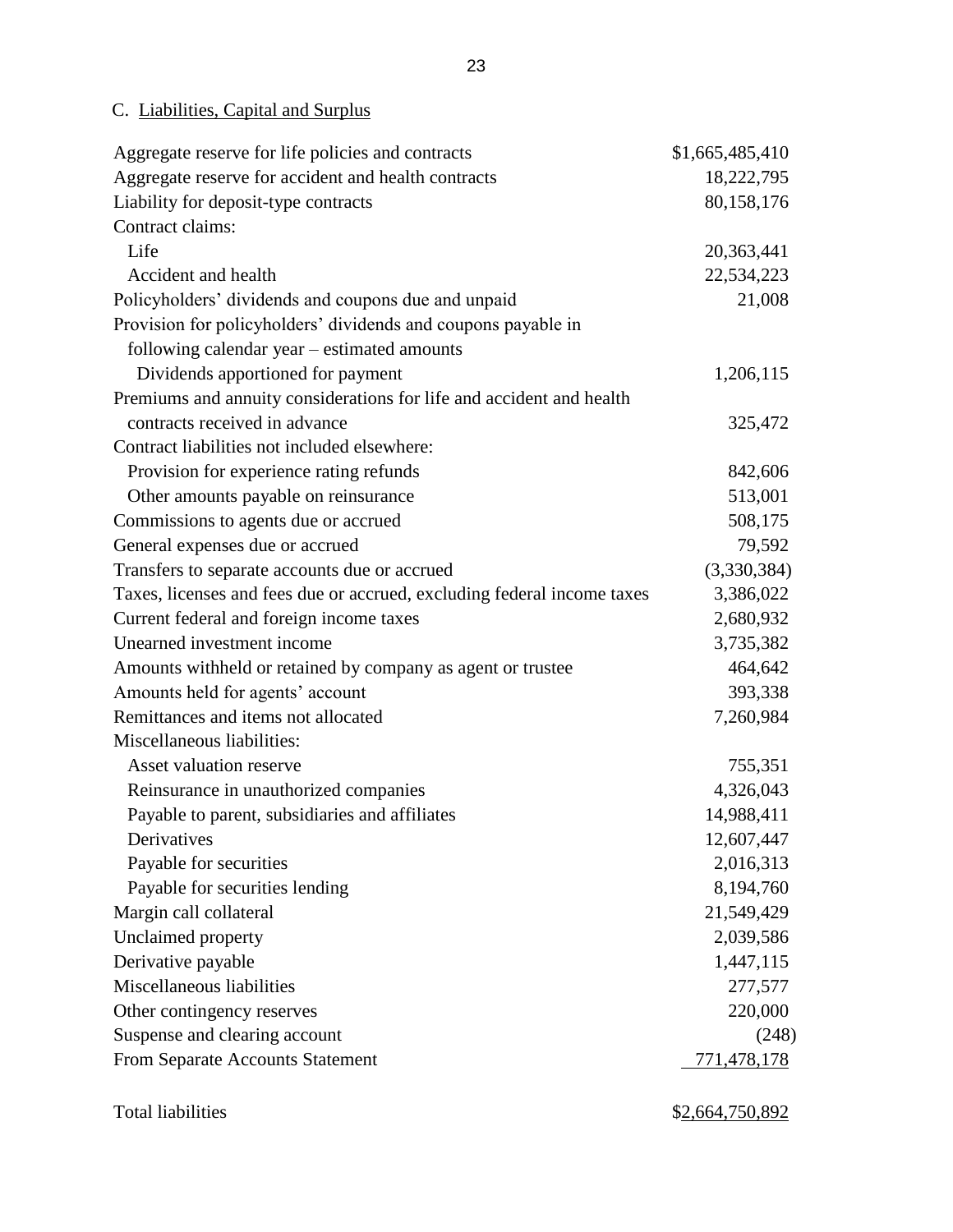### C. Liabilities, Capital and Surplus

| | |
|---|---|
| Aggregate reserve for life policies and contracts | $1,665,485,410 |
| Aggregate reserve for accident and health contracts | 18,222,795 |
| Liability for deposit-type contracts | 80,158,176 |
| Contract claims: | |
| Life | 20,363,441 |
| Accident and health | 22,534,223 |
| Policyholders' dividends and coupons due and unpaid | 21,008 |
| Provision for policyholders' dividends and coupons payable in following calendar year – estimated amounts | |
| Dividends apportioned for payment | 1,206,115 |
| Premiums and annuity considerations for life and accident and health contracts received in advance | 325,472 |
| Contract liabilities not included elsewhere: | |
| Provision for experience rating refunds | 842,606 |
| Other amounts payable on reinsurance | 513,001 |
| Commissions to agents due or accrued | 508,175 |
| General expenses due or accrued | 79,592 |
| Transfers to separate accounts due or accrued | (3,330,384) |
| Taxes, licenses and fees due or accrued, excluding federal income taxes | 3,386,022 |
| Current federal and foreign income taxes | 2,680,932 |
| Unearned investment income | 3,735,382 |
| Amounts withheld or retained by company as agent or trustee | 464,642 |
| Amounts held for agents' account | 393,338 |
| Remittances and items not allocated | 7,260,984 |
| Miscellaneous liabilities: | |
| Asset valuation reserve | 755,351 |
| Reinsurance in unauthorized companies | 4,326,043 |
| Payable to parent, subsidiaries and affiliates | 14,988,411 |
| Derivatives | 12,607,447 |
| Payable for securities | 2,016,313 |
| Payable for securities lending | 8,194,760 |
| Margin call collateral | 21,549,429 |
| Unclaimed property | 2,039,586 |
| Derivative payable | 1,447,115 |
| Miscellaneous liabilities | 277,577 |
| Other contingency reserves | 220,000 |
| Suspense and clearing account | (248) |
| From Separate Accounts Statement | 771,478,178 |
| | |
| Total liabilities | $2,664,750,892 |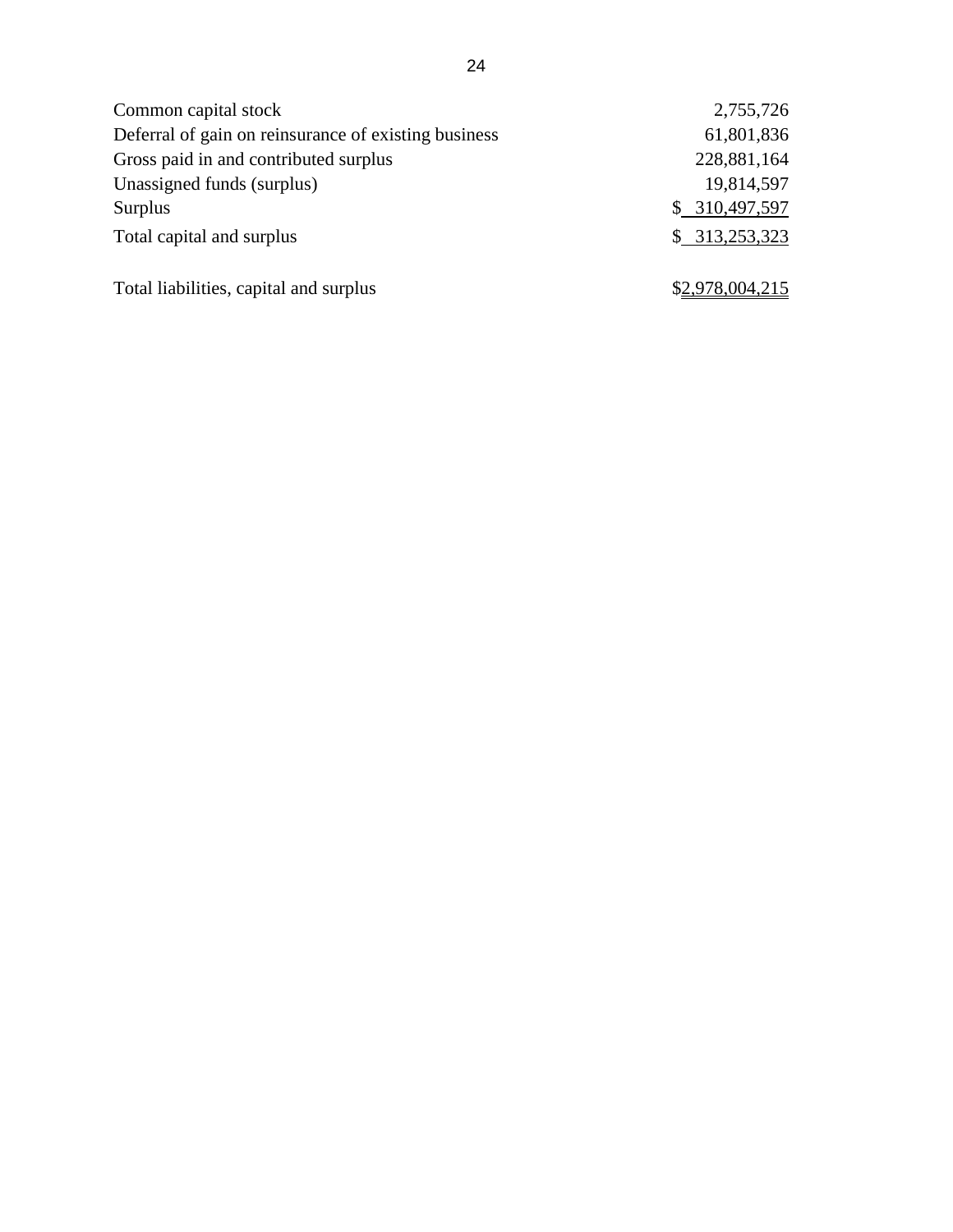| | |
|---|---|
| Common capital stock | 2,755,726 |
| Deferral of gain on reinsurance of existing business | 61,801,836 |
| Gross paid in and contributed surplus | 228,881,164 |
| Unassigned funds (surplus) | 19,814,597 |
| Surplus | $ 310,497,597 |
| Total capital and surplus | $ 313,253,323 |
| | |
| Total liabilities, capital and surplus | $2,978,004,215 |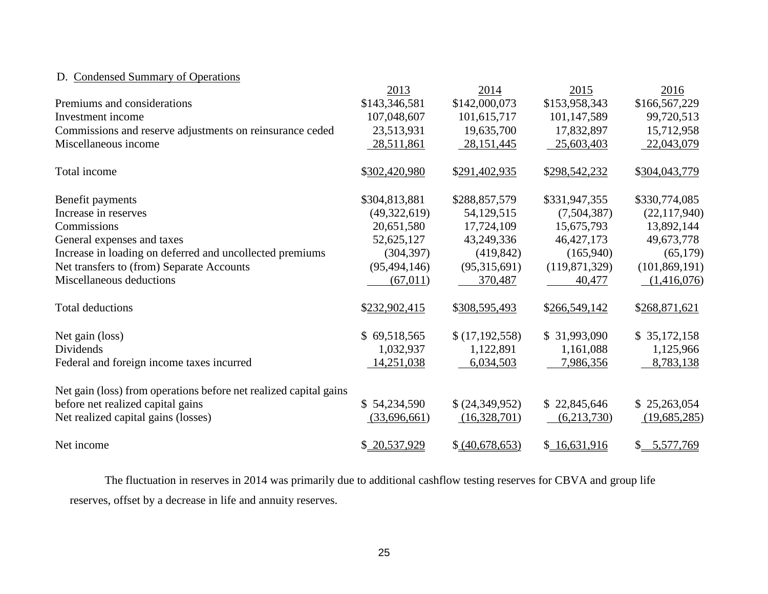D. Condensed Summary of Operations

| | 2013 | 2014 | 2015 | 2016 |
|---|---|---|---|---|
| Premiums and considerations | $143,346,581 | $142,000,073 | $153,958,343 | $166,567,229 |
| Investment income | 107,048,607 | 101,615,717 | 101,147,589 | 99,720,513 |
| Commissions and reserve adjustments on reinsurance ceded | 23,513,931 | 19,635,700 | 17,832,897 | 15,712,958 |
| Miscellaneous income | 28,511,861 | 28,151,445 | 25,603,403 | 22,043,079 |
| Total income | $302,420,980 | $291,402,935 | $298,542,232 | $304,043,779 |
| Benefit payments | $304,813,881 | $288,857,579 | $331,947,355 | $330,774,085 |
| Increase in reserves | (49,322,619) | 54,129,515 | (7,504,387) | (22,117,940) |
| Commissions | 20,651,580 | 17,724,109 | 15,675,793 | 13,892,144 |
| General expenses and taxes | 52,625,127 | 43,249,336 | 46,427,173 | 49,673,778 |
| Increase in loading on deferred and uncollected premiums | (304,397) | (419,842) | (165,940) | (65,179) |
| Net transfers to (from) Separate Accounts | (95,494,146) | (95,315,691) | (119,871,329) | (101,869,191) |
| Miscellaneous deductions | (67,011) | 370,487 | 40,477 | (1,416,076) |
| Total deductions | $232,902,415 | $308,595,493 | $266,549,142 | $268,871,621 |
| Net gain (loss) | $ 69,518,565 | $ (17,192,558) | $ 31,993,090 | $ 35,172,158 |
| Dividends | 1,032,937 | 1,122,891 | 1,161,088 | 1,125,966 |
| Federal and foreign income taxes incurred | 14,251,038 | 6,034,503 | 7,986,356 | 8,783,138 |
| Net gain (loss) from operations before net realized capital gains before net realized capital gains | $ 54,234,590 | $ (24,349,952) | $ 22,845,646 | $ 25,263,054 |
| Net realized capital gains (losses) | (33,696,661) | (16,328,701) | (6,213,730) | (19,685,285) |
| Net income | $ 20,537,929 | $ (40,678,653) | $ 16,631,916 | $ 5,577,769 |

The fluctuation in reserves in 2014 was primarily due to additional cashflow testing reserves for CBVA and group life reserves, offset by a decrease in life and annuity reserves.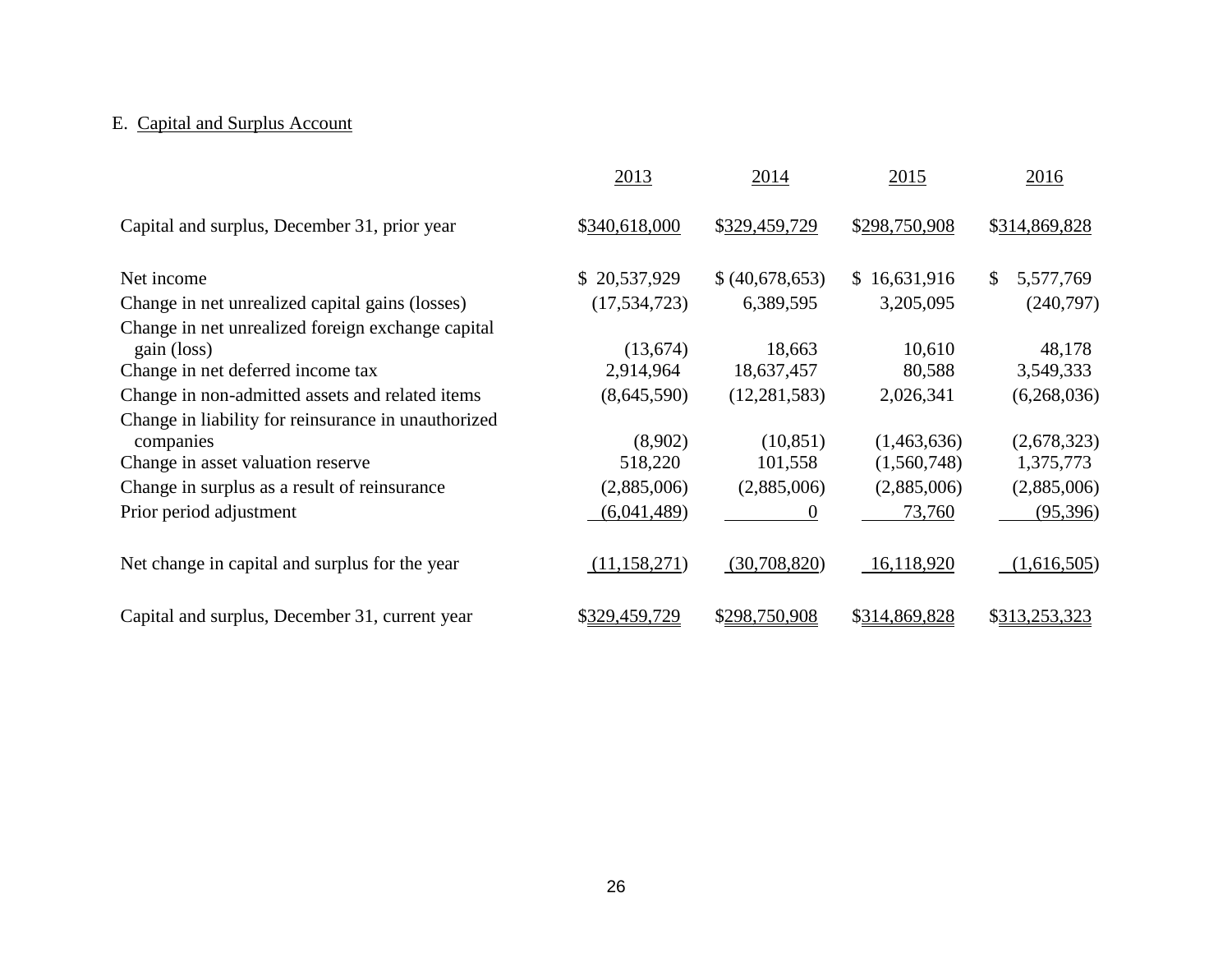E. Capital and Surplus Account

| | 2013 | 2014 | 2015 | 2016 |
|---|---|---|---|---|
| Capital and surplus, December 31, prior year | $340,618,000 | $329,459,729 | $298,750,908 | $314,869,828 |
| Net income | $ 20,537,929 | $ (40,678,653) | $ 16,631,916 | $ 5,577,769 |
| Change in net unrealized capital gains (losses) | (17,534,723) | 6,389,595 | 3,205,095 | (240,797) |
| Change in net unrealized foreign exchange capital gain (loss) | (13,674) | 18,663 | 10,610 | 48,178 |
| Change in net deferred income tax | 2,914,964 | 18,637,457 | 80,588 | 3,549,333 |
| Change in non-admitted assets and related items | (8,645,590) | (12,281,583) | 2,026,341 | (6,268,036) |
| Change in liability for reinsurance in unauthorized companies | (8,902) | (10,851) | (1,463,636) | (2,678,323) |
| Change in asset valuation reserve | 518,220 | 101,558 | (1,560,748) | 1,375,773 |
| Change in surplus as a result of reinsurance | (2,885,006) | (2,885,006) | (2,885,006) | (2,885,006) |
| Prior period adjustment | (6,041,489) | 0 | 73,760 | (95,396) |
| Net change in capital and surplus for the year | (11,158,271) | (30,708,820) | 16,118,920 | (1,616,505) |
| Capital and surplus, December 31, current year | $329,459,729 | $298,750,908 | $314,869,828 | $313,253,323 |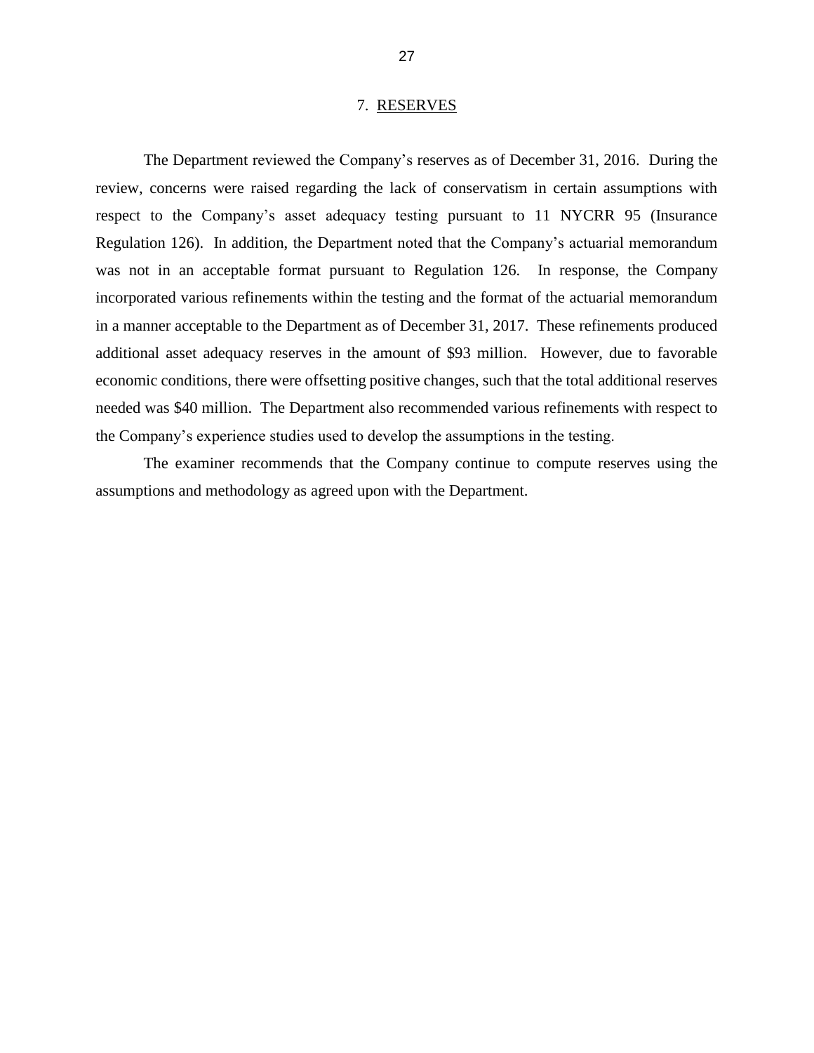## 7. RESERVES

The Department reviewed the Company's reserves as of December 31, 2016. During the review, concerns were raised regarding the lack of conservatism in certain assumptions with respect to the Company's asset adequacy testing pursuant to 11 NYCRR 95 (Insurance Regulation 126). In addition, the Department noted that the Company's actuarial memorandum was not in an acceptable format pursuant to Regulation 126. In response, the Company incorporated various refinements within the testing and the format of the actuarial memorandum in a manner acceptable to the Department as of December 31, 2017. These refinements produced additional asset adequacy reserves in the amount of $93 million. However, due to favorable economic conditions, there were offsetting positive changes, such that the total additional reserves needed was $40 million. The Department also recommended various refinements with respect to the Company's experience studies used to develop the assumptions in the testing.

The examiner recommends that the Company continue to compute reserves using the assumptions and methodology as agreed upon with the Department.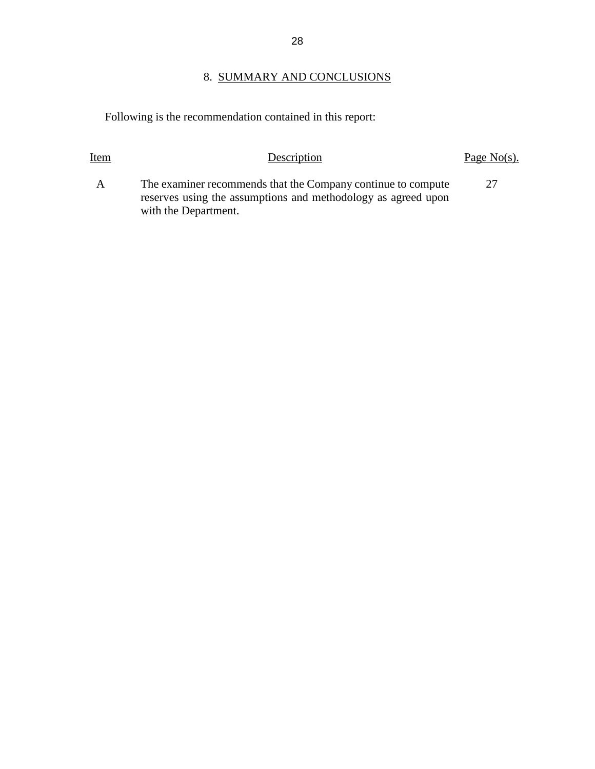## 8. SUMMARY AND CONCLUSIONS

Following is the recommendation contained in this report:

| Item | Description | Page No(s). |
|---|---|---|
| A | The examiner recommends that the Company continue to compute reserves using the assumptions and methodology as agreed upon with the Department. | 27 |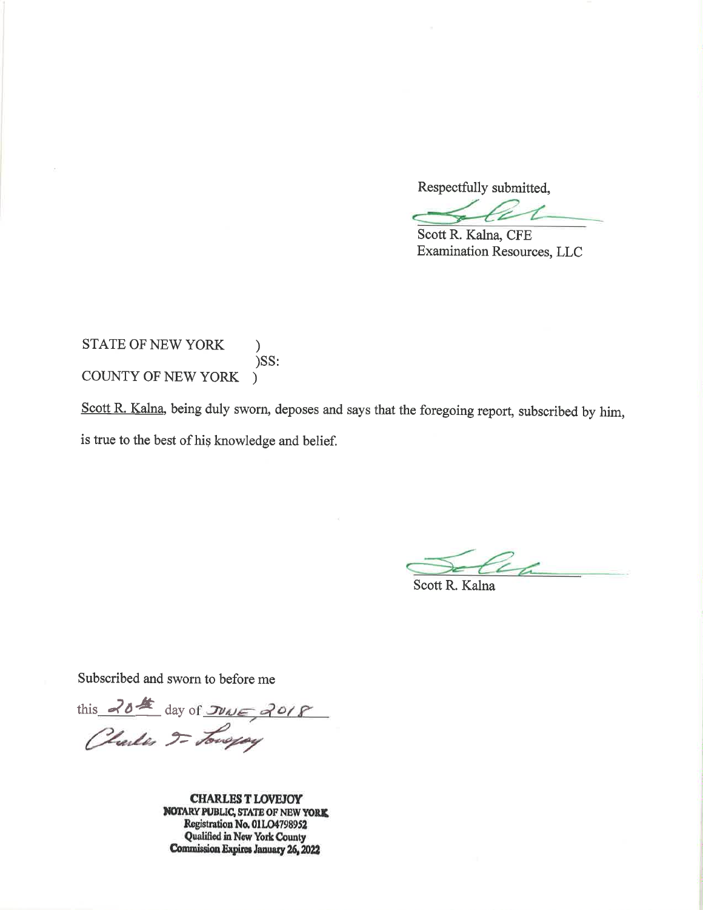Respectfully submitted,

Scott R. Kalna, CFE
Examination Resources, LLC

STATE OF NEW YORK )
)SS:
COUNTY OF NEW YORK )

Scott R. Kalna, being duly sworn, deposes and says that the foregoing report, subscribed by him, is true to the best of his knowledge and belief.

Scott R. Kalna

Subscribed and sworn to before me

this 20th day of June, 2018

**CHARLES T LOVEJOY**
**NOTARY PUBLIC, STATE OF NEW YORK**
**Registration No. 01LO4798952**
**Qualified in New York County**
**Commission Expires January 26, 2022**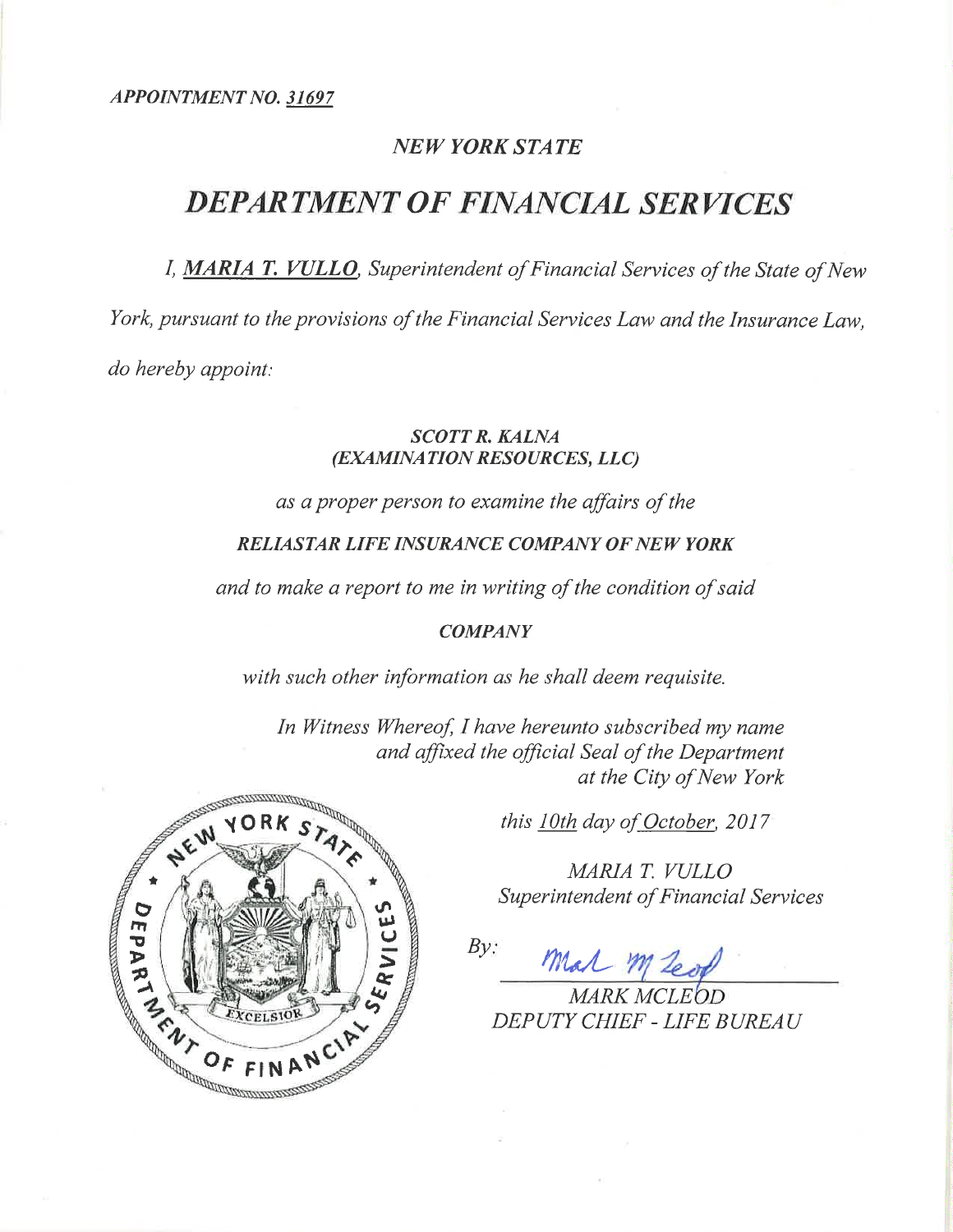*APPOINTMENT NO. 31697*

*NEW YORK STATE*

# *DEPARTMENT OF FINANCIAL SERVICES*

*I, **MARIA T. VULLO**, Superintendent of Financial Services of the State of New York, pursuant to the provisions of the Financial Services Law and the Insurance Law, do hereby appoint:*

***SCOTT R. KALNA***
***(EXAMINATION RESOURCES, LLC)***

*as a proper person to examine the affairs of the*

***RELIASTAR LIFE INSURANCE COMPANY OF NEW YORK***

*and to make a report to me in writing of the condition of said*

***COMPANY***

*with such other information as he shall deem requisite.*

*In Witness Whereof, I have hereunto subscribed my name and affixed the official Seal of the Department at the City of New York*

*this 10th day of October, 2017*

*MARIA T. VULLO*
*Superintendent of Financial Services*

*By:* Mark McLeod

*MARK MCLEOD*
*DEPUTY CHIEF - LIFE BUREAU*

NEW YORK STATE ★ DEPARTMENT OF FINANCIAL SERVICES ★ EXCELSIOR